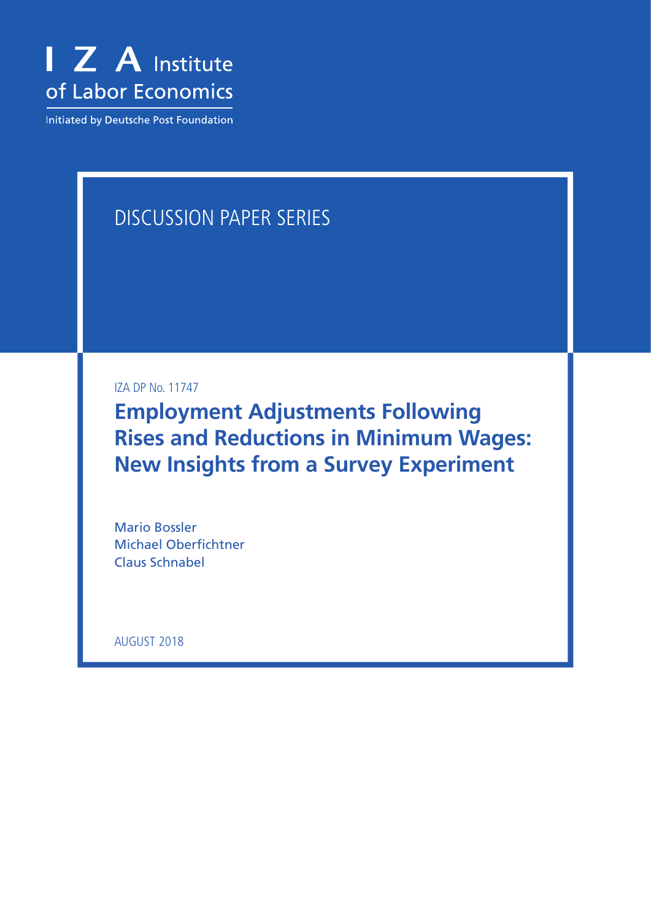I Z A Institute of Labor Economics

Initiated by Deutsche Post Foundation

DISCUSSION PAPER SERIES

IZA DP No. 11747

# Employment Adjustments Following Rises and Reductions in Minimum Wages: New Insights from a Survey Experiment

Mario Bossler
Michael Oberfichtner
Claus Schnabel

AUGUST 2018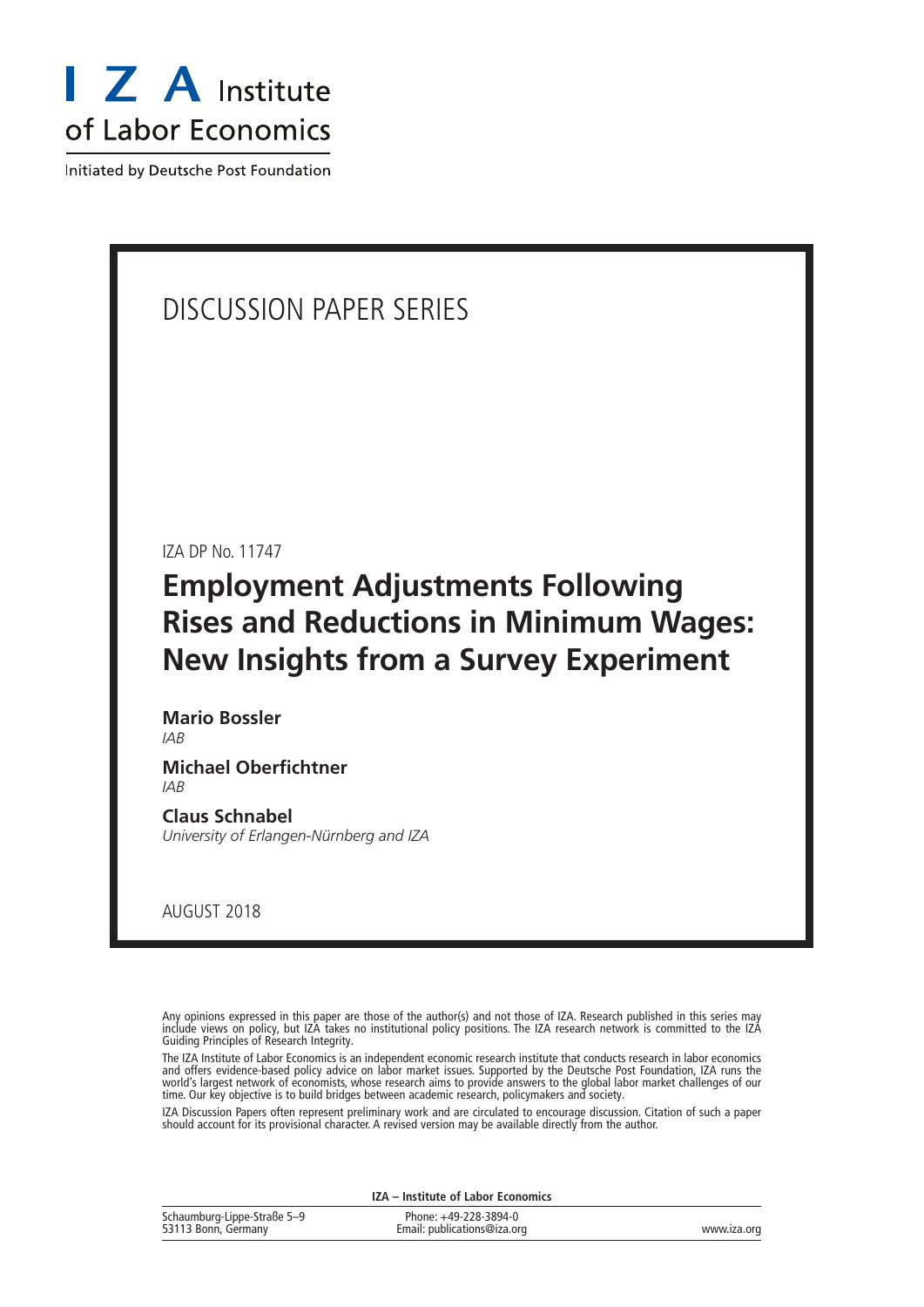# I Z A Institute of Labor Economics

Initiated by Deutsche Post Foundation

DISCUSSION PAPER SERIES

IZA DP No. 11747

## Employment Adjustments Following Rises and Reductions in Minimum Wages: New Insights from a Survey Experiment

**Mario Bossler**
*IAB*

**Michael Oberfichtner**
*IAB*

**Claus Schnabel**
*University of Erlangen-Nürnberg and IZA*

AUGUST 2018

Any opinions expressed in this paper are those of the author(s) and not those of IZA. Research published in this series may include views on policy, but IZA takes no institutional policy positions. The IZA research network is committed to the IZA Guiding Principles of Research Integrity.

The IZA Institute of Labor Economics is an independent economic research institute that conducts research in labor economics and offers evidence-based policy advice on labor market issues. Supported by the Deutsche Post Foundation, IZA runs the world's largest network of economists, whose research aims to provide answers to the global labor market challenges of our time. Our key objective is to build bridges between academic research, policymakers and society.

IZA Discussion Papers often represent preliminary work and are circulated to encourage discussion. Citation of such a paper should account for its provisional character. A revised version may be available directly from the author.

**IZA – Institute of Labor Economics**

| | | |
|---|---|---|
| Schaumburg-Lippe-Straße 5–9<br>53113 Bonn, Germany | Phone: +49-228-3894-0<br>Email: publications@iza.org | www.iza.org |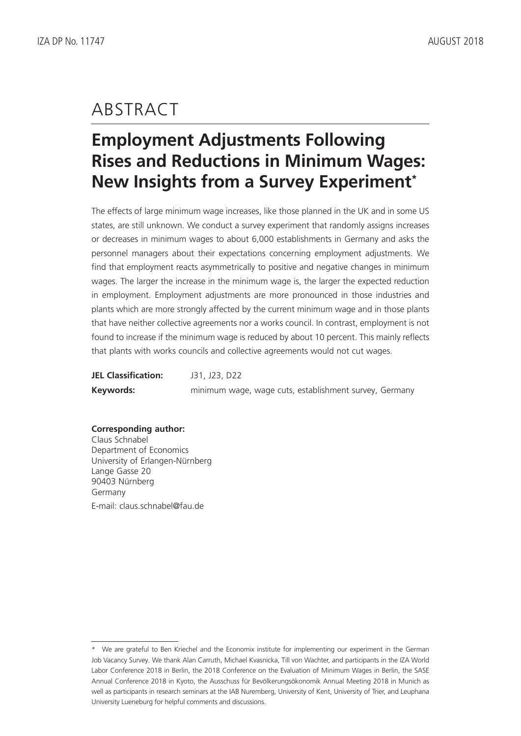# ABSTRACT

## Employment Adjustments Following Rises and Reductions in Minimum Wages: New Insights from a Survey Experiment*

The effects of large minimum wage increases, like those planned in the UK and in some US states, are still unknown. We conduct a survey experiment that randomly assigns increases or decreases in minimum wages to about 6,000 establishments in Germany and asks the personnel managers about their expectations concerning employment adjustments. We find that employment reacts asymmetrically to positive and negative changes in minimum wages. The larger the increase in the minimum wage is, the larger the expected reduction in employment. Employment adjustments are more pronounced in those industries and plants which are more strongly affected by the current minimum wage and in those plants that have neither collective agreements nor a works council. In contrast, employment is not found to increase if the minimum wage is reduced by about 10 percent. This mainly reflects that plants with works councils and collective agreements would not cut wages.

**JEL Classification:** J31, J23, D22

**Keywords:** minimum wage, wage cuts, establishment survey, Germany

**Corresponding author:**
Claus Schnabel
Department of Economics
University of Erlangen-Nürnberg
Lange Gasse 20
90403 Nürnberg
Germany
E-mail: claus.schnabel@fau.de

---

\* We are grateful to Ben Kriechel and the Economix institute for implementing our experiment in the German Job Vacancy Survey. We thank Alan Carruth, Michael Kvasnicka, Till von Wachter, and participants in the IZA World Labor Conference 2018 in Berlin, the 2018 Conference on the Evaluation of Minimum Wages in Berlin, the SASE Annual Conference 2018 in Kyoto, the Ausschuss für Bevölkerungsökonomik Annual Meeting 2018 in Munich as well as participants in research seminars at the IAB Nuremberg, University of Kent, University of Trier, and Leuphana University Lueneburg for helpful comments and discussions.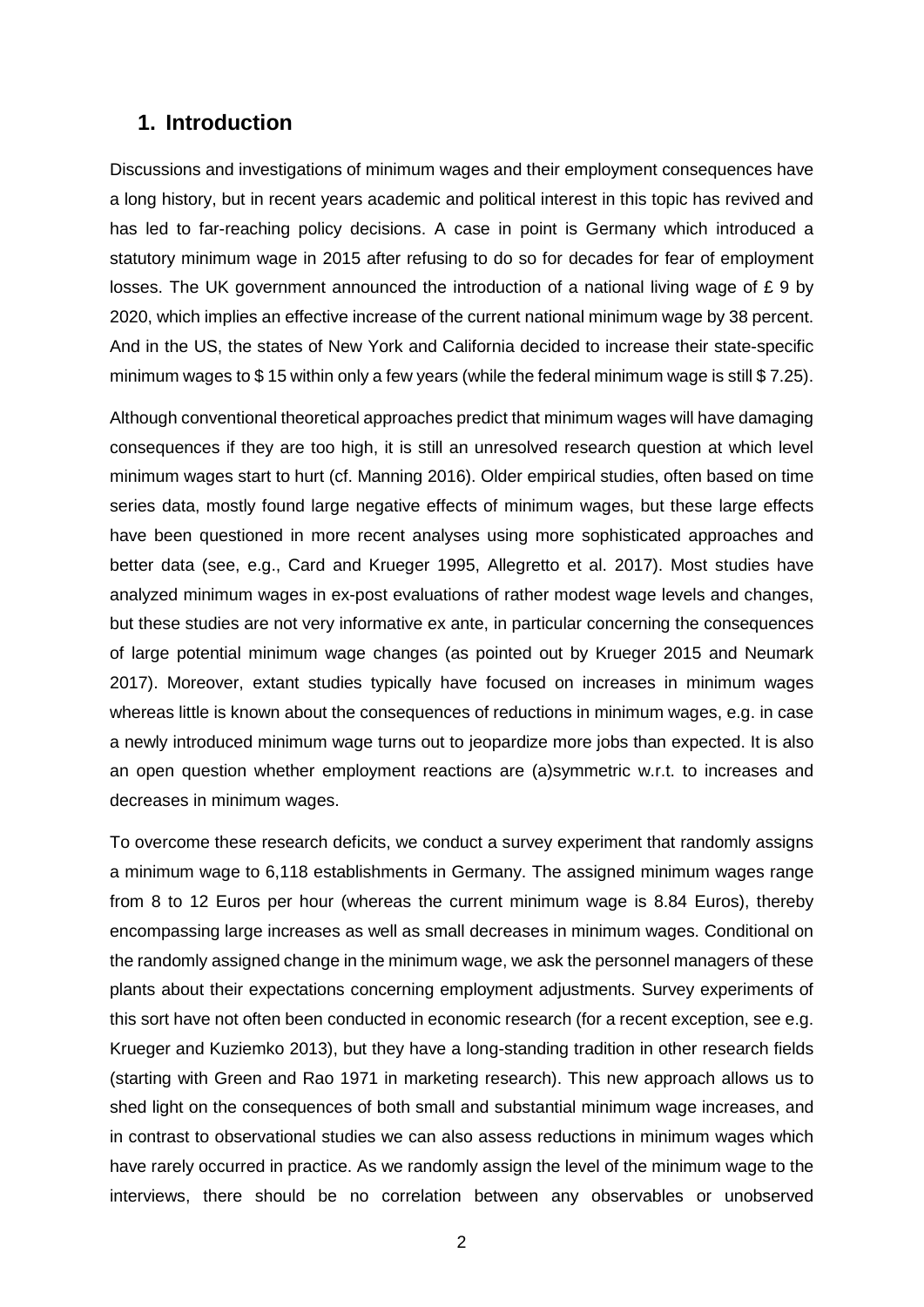## 1. Introduction

Discussions and investigations of minimum wages and their employment consequences have a long history, but in recent years academic and political interest in this topic has revived and has led to far-reaching policy decisions. A case in point is Germany which introduced a statutory minimum wage in 2015 after refusing to do so for decades for fear of employment losses. The UK government announced the introduction of a national living wage of £ 9 by 2020, which implies an effective increase of the current national minimum wage by 38 percent. And in the US, the states of New York and California decided to increase their state-specific minimum wages to $ 15 within only a few years (while the federal minimum wage is still $ 7.25).

Although conventional theoretical approaches predict that minimum wages will have damaging consequences if they are too high, it is still an unresolved research question at which level minimum wages start to hurt (cf. Manning 2016). Older empirical studies, often based on time series data, mostly found large negative effects of minimum wages, but these large effects have been questioned in more recent analyses using more sophisticated approaches and better data (see, e.g., Card and Krueger 1995, Allegretto et al. 2017). Most studies have analyzed minimum wages in ex-post evaluations of rather modest wage levels and changes, but these studies are not very informative ex ante, in particular concerning the consequences of large potential minimum wage changes (as pointed out by Krueger 2015 and Neumark 2017). Moreover, extant studies typically have focused on increases in minimum wages whereas little is known about the consequences of reductions in minimum wages, e.g. in case a newly introduced minimum wage turns out to jeopardize more jobs than expected. It is also an open question whether employment reactions are (a)symmetric w.r.t. to increases and decreases in minimum wages.

To overcome these research deficits, we conduct a survey experiment that randomly assigns a minimum wage to 6,118 establishments in Germany. The assigned minimum wages range from 8 to 12 Euros per hour (whereas the current minimum wage is 8.84 Euros), thereby encompassing large increases as well as small decreases in minimum wages. Conditional on the randomly assigned change in the minimum wage, we ask the personnel managers of these plants about their expectations concerning employment adjustments. Survey experiments of this sort have not often been conducted in economic research (for a recent exception, see e.g. Krueger and Kuziemko 2013), but they have a long-standing tradition in other research fields (starting with Green and Rao 1971 in marketing research). This new approach allows us to shed light on the consequences of both small and substantial minimum wage increases, and in contrast to observational studies we can also assess reductions in minimum wages which have rarely occurred in practice. As we randomly assign the level of the minimum wage to the interviews, there should be no correlation between any observables or unobserved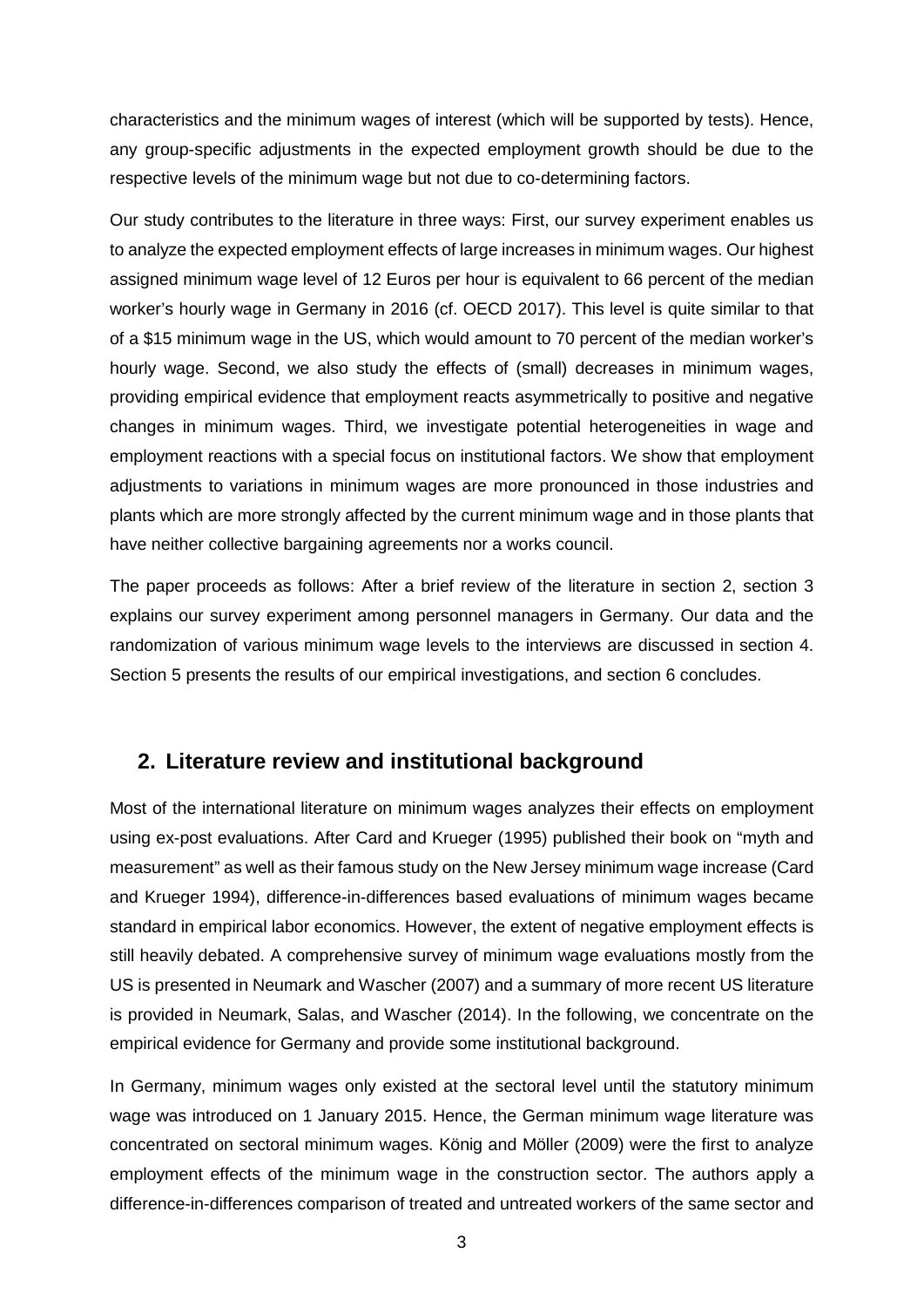characteristics and the minimum wages of interest (which will be supported by tests). Hence, any group-specific adjustments in the expected employment growth should be due to the respective levels of the minimum wage but not due to co-determining factors.

Our study contributes to the literature in three ways: First, our survey experiment enables us to analyze the expected employment effects of large increases in minimum wages. Our highest assigned minimum wage level of 12 Euros per hour is equivalent to 66 percent of the median worker's hourly wage in Germany in 2016 (cf. OECD 2017). This level is quite similar to that of a $15 minimum wage in the US, which would amount to 70 percent of the median worker's hourly wage. Second, we also study the effects of (small) decreases in minimum wages, providing empirical evidence that employment reacts asymmetrically to positive and negative changes in minimum wages. Third, we investigate potential heterogeneities in wage and employment reactions with a special focus on institutional factors. We show that employment adjustments to variations in minimum wages are more pronounced in those industries and plants which are more strongly affected by the current minimum wage and in those plants that have neither collective bargaining agreements nor a works council.

The paper proceeds as follows: After a brief review of the literature in section 2, section 3 explains our survey experiment among personnel managers in Germany. Our data and the randomization of various minimum wage levels to the interviews are discussed in section 4. Section 5 presents the results of our empirical investigations, and section 6 concludes.

## 2. Literature review and institutional background

Most of the international literature on minimum wages analyzes their effects on employment using ex-post evaluations. After Card and Krueger (1995) published their book on "myth and measurement" as well as their famous study on the New Jersey minimum wage increase (Card and Krueger 1994), difference-in-differences based evaluations of minimum wages became standard in empirical labor economics. However, the extent of negative employment effects is still heavily debated. A comprehensive survey of minimum wage evaluations mostly from the US is presented in Neumark and Wascher (2007) and a summary of more recent US literature is provided in Neumark, Salas, and Wascher (2014). In the following, we concentrate on the empirical evidence for Germany and provide some institutional background.

In Germany, minimum wages only existed at the sectoral level until the statutory minimum wage was introduced on 1 January 2015. Hence, the German minimum wage literature was concentrated on sectoral minimum wages. König and Möller (2009) were the first to analyze employment effects of the minimum wage in the construction sector. The authors apply a difference-in-differences comparison of treated and untreated workers of the same sector and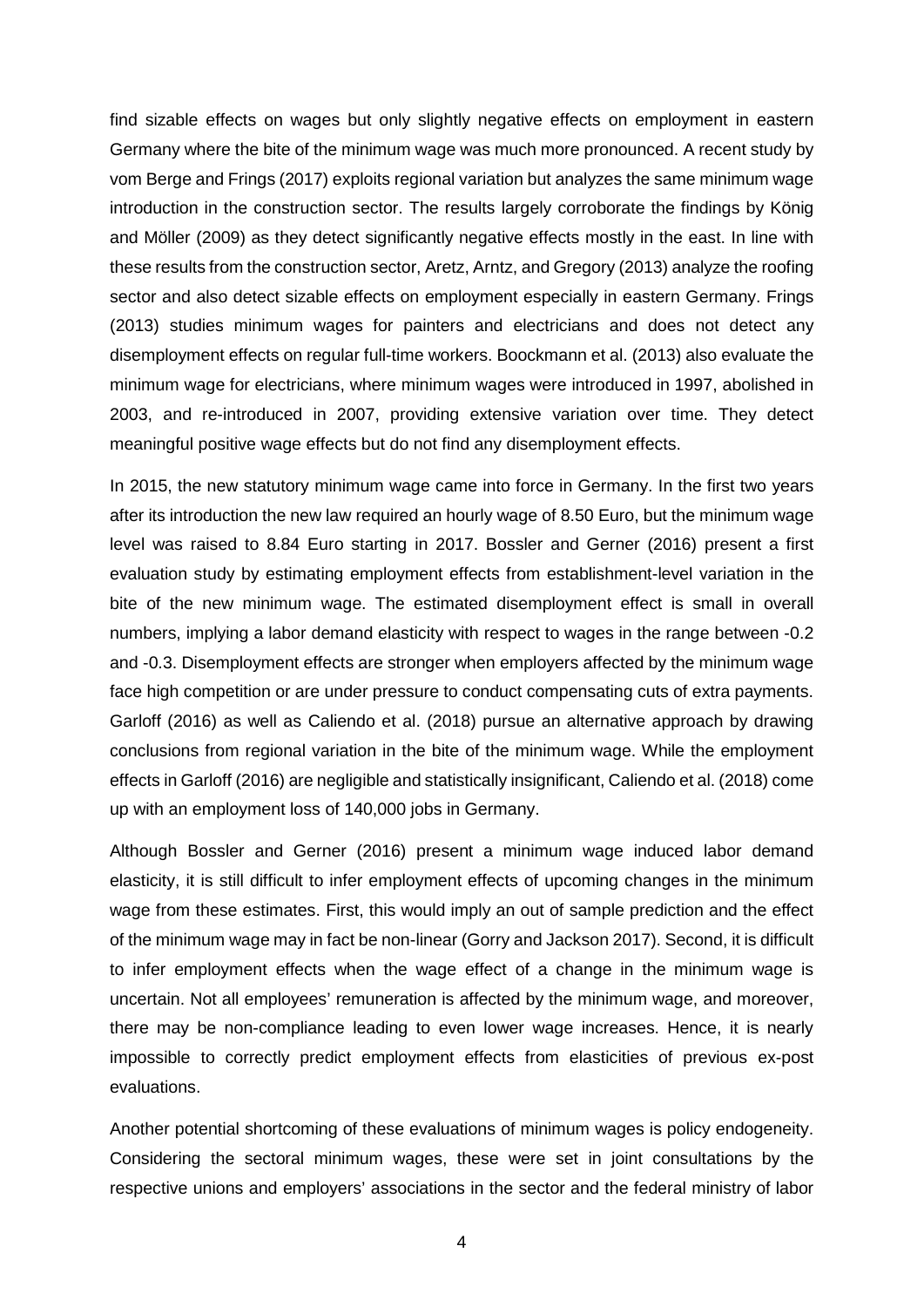find sizable effects on wages but only slightly negative effects on employment in eastern Germany where the bite of the minimum wage was much more pronounced. A recent study by vom Berge and Frings (2017) exploits regional variation but analyzes the same minimum wage introduction in the construction sector. The results largely corroborate the findings by König and Möller (2009) as they detect significantly negative effects mostly in the east. In line with these results from the construction sector, Aretz, Arntz, and Gregory (2013) analyze the roofing sector and also detect sizable effects on employment especially in eastern Germany. Frings (2013) studies minimum wages for painters and electricians and does not detect any disemployment effects on regular full-time workers. Boockmann et al. (2013) also evaluate the minimum wage for electricians, where minimum wages were introduced in 1997, abolished in 2003, and re-introduced in 2007, providing extensive variation over time. They detect meaningful positive wage effects but do not find any disemployment effects.

In 2015, the new statutory minimum wage came into force in Germany. In the first two years after its introduction the new law required an hourly wage of 8.50 Euro, but the minimum wage level was raised to 8.84 Euro starting in 2017. Bossler and Gerner (2016) present a first evaluation study by estimating employment effects from establishment-level variation in the bite of the new minimum wage. The estimated disemployment effect is small in overall numbers, implying a labor demand elasticity with respect to wages in the range between -0.2 and -0.3. Disemployment effects are stronger when employers affected by the minimum wage face high competition or are under pressure to conduct compensating cuts of extra payments. Garloff (2016) as well as Caliendo et al. (2018) pursue an alternative approach by drawing conclusions from regional variation in the bite of the minimum wage. While the employment effects in Garloff (2016) are negligible and statistically insignificant, Caliendo et al. (2018) come up with an employment loss of 140,000 jobs in Germany.

Although Bossler and Gerner (2016) present a minimum wage induced labor demand elasticity, it is still difficult to infer employment effects of upcoming changes in the minimum wage from these estimates. First, this would imply an out of sample prediction and the effect of the minimum wage may in fact be non-linear (Gorry and Jackson 2017). Second, it is difficult to infer employment effects when the wage effect of a change in the minimum wage is uncertain. Not all employees' remuneration is affected by the minimum wage, and moreover, there may be non-compliance leading to even lower wage increases. Hence, it is nearly impossible to correctly predict employment effects from elasticities of previous ex-post evaluations.

Another potential shortcoming of these evaluations of minimum wages is policy endogeneity. Considering the sectoral minimum wages, these were set in joint consultations by the respective unions and employers' associations in the sector and the federal ministry of labor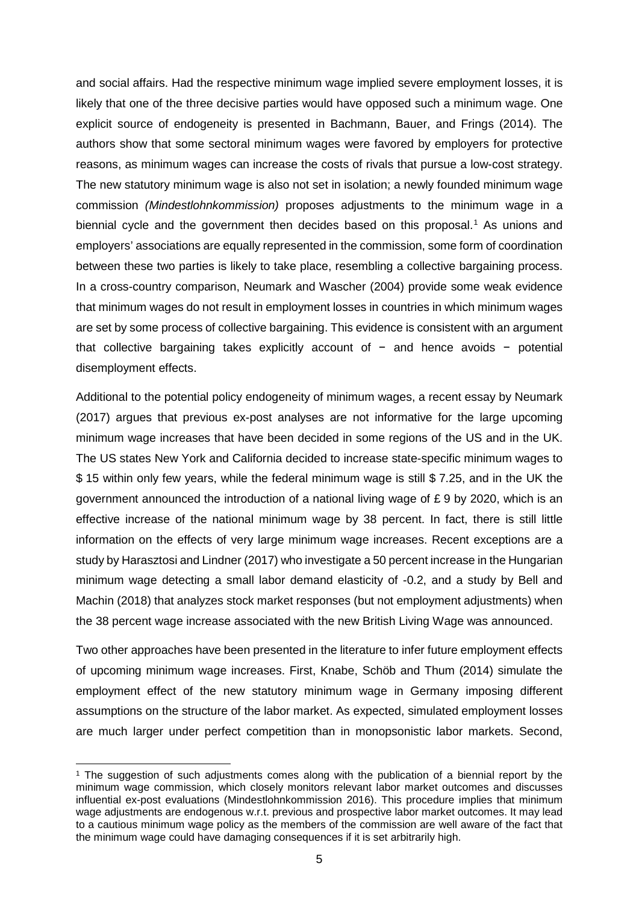and social affairs. Had the respective minimum wage implied severe employment losses, it is likely that one of the three decisive parties would have opposed such a minimum wage. One explicit source of endogeneity is presented in Bachmann, Bauer, and Frings (2014). The authors show that some sectoral minimum wages were favored by employers for protective reasons, as minimum wages can increase the costs of rivals that pursue a low-cost strategy. The new statutory minimum wage is also not set in isolation; a newly founded minimum wage commission *(Mindestlohnkommission)* proposes adjustments to the minimum wage in a biennial cycle and the government then decides based on this proposal.[1] As unions and employers' associations are equally represented in the commission, some form of coordination between these two parties is likely to take place, resembling a collective bargaining process. In a cross-country comparison, Neumark and Wascher (2004) provide some weak evidence that minimum wages do not result in employment losses in countries in which minimum wages are set by some process of collective bargaining. This evidence is consistent with an argument that collective bargaining takes explicitly account of − and hence avoids − potential disemployment effects.

Additional to the potential policy endogeneity of minimum wages, a recent essay by Neumark (2017) argues that previous ex-post analyses are not informative for the large upcoming minimum wage increases that have been decided in some regions of the US and in the UK. The US states New York and California decided to increase state-specific minimum wages to $ 15 within only few years, while the federal minimum wage is still $ 7.25, and in the UK the government announced the introduction of a national living wage of £ 9 by 2020, which is an effective increase of the national minimum wage by 38 percent. In fact, there is still little information on the effects of very large minimum wage increases. Recent exceptions are a study by Harasztosi and Lindner (2017) who investigate a 50 percent increase in the Hungarian minimum wage detecting a small labor demand elasticity of -0.2, and a study by Bell and Machin (2018) that analyzes stock market responses (but not employment adjustments) when the 38 percent wage increase associated with the new British Living Wage was announced.

Two other approaches have been presented in the literature to infer future employment effects of upcoming minimum wage increases. First, Knabe, Schöb and Thum (2014) simulate the employment effect of the new statutory minimum wage in Germany imposing different assumptions on the structure of the labor market. As expected, simulated employment losses are much larger under perfect competition than in monopsonistic labor markets. Second,

---

[1] The suggestion of such adjustments comes along with the publication of a biennial report by the minimum wage commission, which closely monitors relevant labor market outcomes and discusses influential ex-post evaluations (Mindestlohnkommission 2016). This procedure implies that minimum wage adjustments are endogenous w.r.t. previous and prospective labor market outcomes. It may lead to a cautious minimum wage policy as the members of the commission are well aware of the fact that the minimum wage could have damaging consequences if it is set arbitrarily high.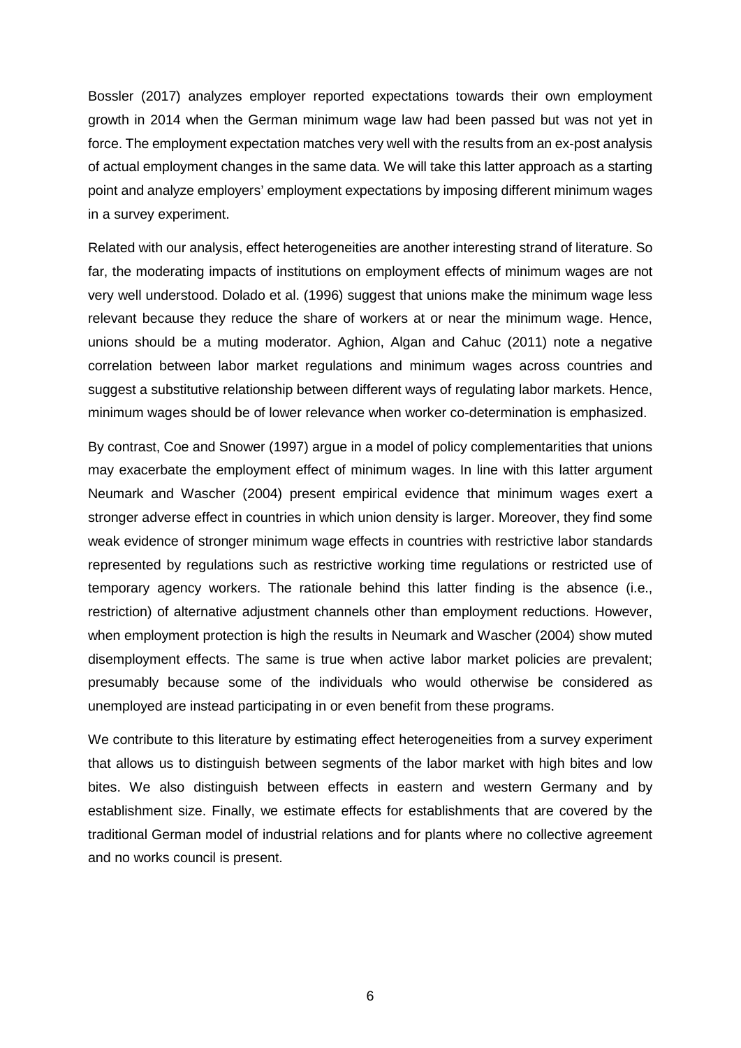Bossler (2017) analyzes employer reported expectations towards their own employment growth in 2014 when the German minimum wage law had been passed but was not yet in force. The employment expectation matches very well with the results from an ex-post analysis of actual employment changes in the same data. We will take this latter approach as a starting point and analyze employers' employment expectations by imposing different minimum wages in a survey experiment.

Related with our analysis, effect heterogeneities are another interesting strand of literature. So far, the moderating impacts of institutions on employment effects of minimum wages are not very well understood. Dolado et al. (1996) suggest that unions make the minimum wage less relevant because they reduce the share of workers at or near the minimum wage. Hence, unions should be a muting moderator. Aghion, Algan and Cahuc (2011) note a negative correlation between labor market regulations and minimum wages across countries and suggest a substitutive relationship between different ways of regulating labor markets. Hence, minimum wages should be of lower relevance when worker co-determination is emphasized.

By contrast, Coe and Snower (1997) argue in a model of policy complementarities that unions may exacerbate the employment effect of minimum wages. In line with this latter argument Neumark and Wascher (2004) present empirical evidence that minimum wages exert a stronger adverse effect in countries in which union density is larger. Moreover, they find some weak evidence of stronger minimum wage effects in countries with restrictive labor standards represented by regulations such as restrictive working time regulations or restricted use of temporary agency workers. The rationale behind this latter finding is the absence (i.e., restriction) of alternative adjustment channels other than employment reductions. However, when employment protection is high the results in Neumark and Wascher (2004) show muted disemployment effects. The same is true when active labor market policies are prevalent; presumably because some of the individuals who would otherwise be considered as unemployed are instead participating in or even benefit from these programs.

We contribute to this literature by estimating effect heterogeneities from a survey experiment that allows us to distinguish between segments of the labor market with high bites and low bites. We also distinguish between effects in eastern and western Germany and by establishment size. Finally, we estimate effects for establishments that are covered by the traditional German model of industrial relations and for plants where no collective agreement and no works council is present.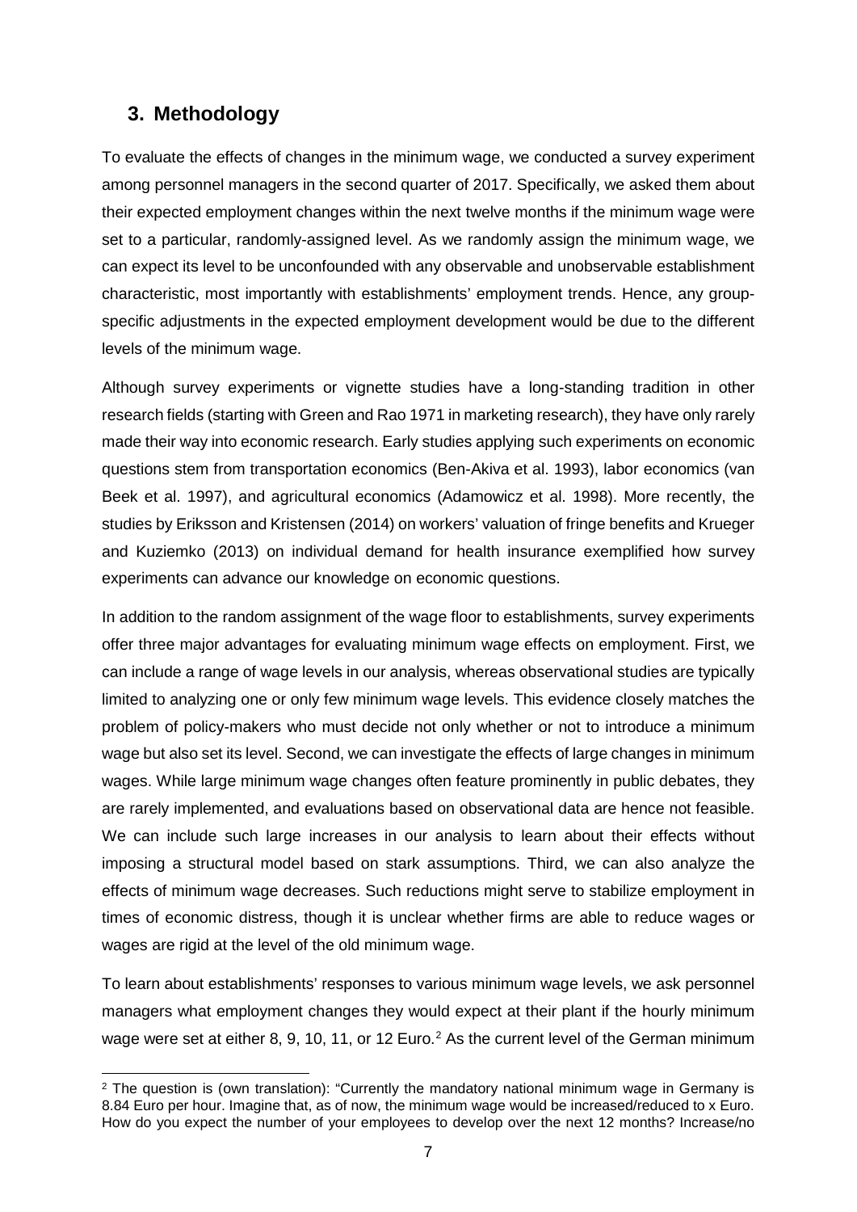## 3. Methodology

To evaluate the effects of changes in the minimum wage, we conducted a survey experiment among personnel managers in the second quarter of 2017. Specifically, we asked them about their expected employment changes within the next twelve months if the minimum wage were set to a particular, randomly-assigned level. As we randomly assign the minimum wage, we can expect its level to be unconfounded with any observable and unobservable establishment characteristic, most importantly with establishments' employment trends. Hence, any group-specific adjustments in the expected employment development would be due to the different levels of the minimum wage.

Although survey experiments or vignette studies have a long-standing tradition in other research fields (starting with Green and Rao 1971 in marketing research), they have only rarely made their way into economic research. Early studies applying such experiments on economic questions stem from transportation economics (Ben-Akiva et al. 1993), labor economics (van Beek et al. 1997), and agricultural economics (Adamowicz et al. 1998). More recently, the studies by Eriksson and Kristensen (2014) on workers' valuation of fringe benefits and Krueger and Kuziemko (2013) on individual demand for health insurance exemplified how survey experiments can advance our knowledge on economic questions.

In addition to the random assignment of the wage floor to establishments, survey experiments offer three major advantages for evaluating minimum wage effects on employment. First, we can include a range of wage levels in our analysis, whereas observational studies are typically limited to analyzing one or only few minimum wage levels. This evidence closely matches the problem of policy-makers who must decide not only whether or not to introduce a minimum wage but also set its level. Second, we can investigate the effects of large changes in minimum wages. While large minimum wage changes often feature prominently in public debates, they are rarely implemented, and evaluations based on observational data are hence not feasible. We can include such large increases in our analysis to learn about their effects without imposing a structural model based on stark assumptions. Third, we can also analyze the effects of minimum wage decreases. Such reductions might serve to stabilize employment in times of economic distress, though it is unclear whether firms are able to reduce wages or wages are rigid at the level of the old minimum wage.

To learn about establishments' responses to various minimum wage levels, we ask personnel managers what employment changes they would expect at their plant if the hourly minimum wage were set at either 8, 9, 10, 11, or 12 Euro.[2] As the current level of the German minimum

[2] The question is (own translation): "Currently the mandatory national minimum wage in Germany is 8.84 Euro per hour. Imagine that, as of now, the minimum wage would be increased/reduced to x Euro. How do you expect the number of your employees to develop over the next 12 months? Increase/no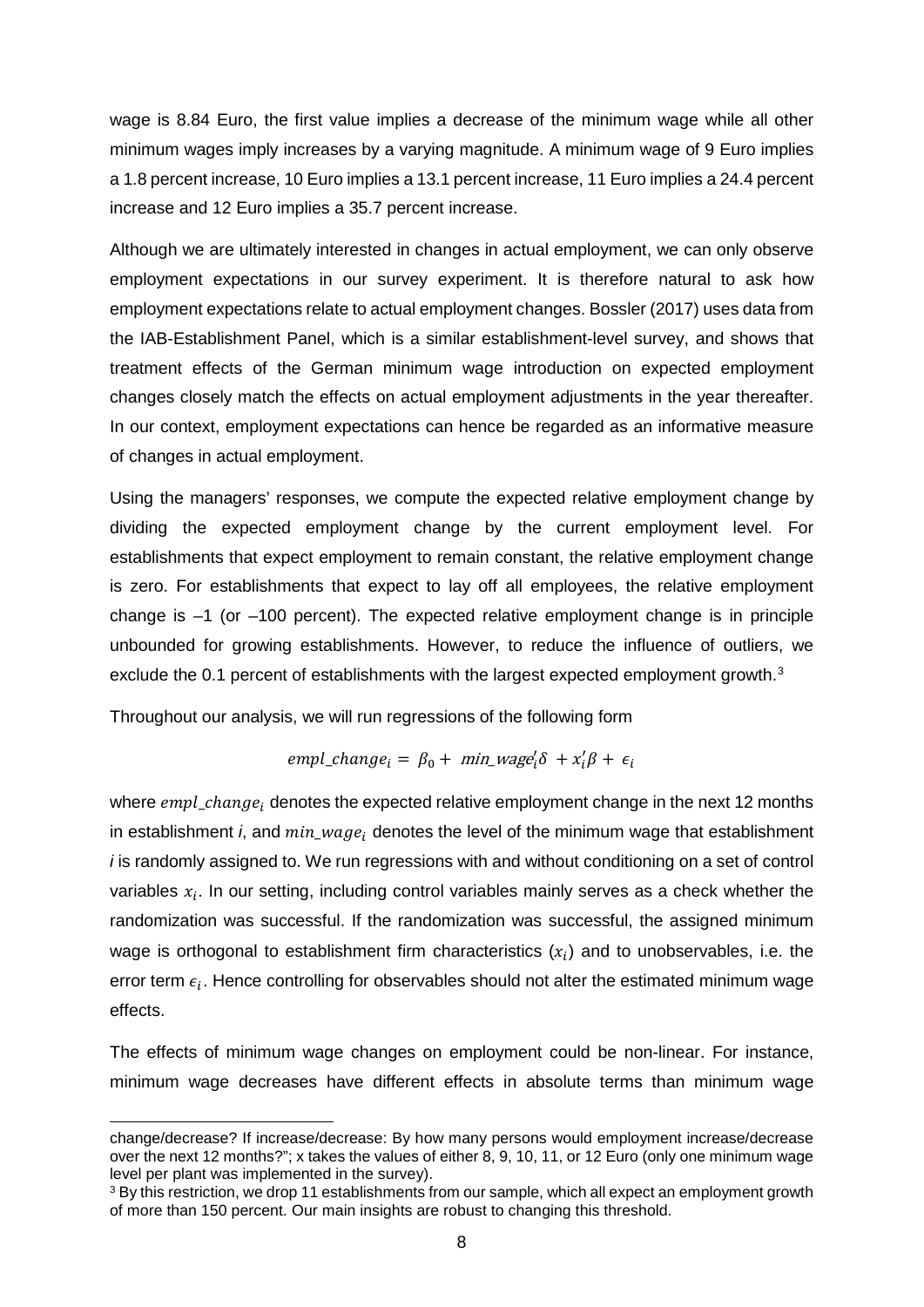wage is 8.84 Euro, the first value implies a decrease of the minimum wage while all other minimum wages imply increases by a varying magnitude. A minimum wage of 9 Euro implies a 1.8 percent increase, 10 Euro implies a 13.1 percent increase, 11 Euro implies a 24.4 percent increase and 12 Euro implies a 35.7 percent increase.

Although we are ultimately interested in changes in actual employment, we can only observe employment expectations in our survey experiment. It is therefore natural to ask how employment expectations relate to actual employment changes. Bossler (2017) uses data from the IAB-Establishment Panel, which is a similar establishment-level survey, and shows that treatment effects of the German minimum wage introduction on expected employment changes closely match the effects on actual employment adjustments in the year thereafter. In our context, employment expectations can hence be regarded as an informative measure of changes in actual employment.

Using the managers' responses, we compute the expected relative employment change by dividing the expected employment change by the current employment level. For establishments that expect employment to remain constant, the relative employment change is zero. For establishments that expect to lay off all employees, the relative employment change is –1 (or –100 percent). The expected relative employment change is in principle unbounded for growing establishments. However, to reduce the influence of outliers, we exclude the 0.1 percent of establishments with the largest expected employment growth.[3]

Throughout our analysis, we will run regressions of the following form

$$empl\_change_i = \beta_0 + min\_wage_i'\delta + x_i'\beta + \epsilon_i$$

where $empl\_change_i$ denotes the expected relative employment change in the next 12 months in establishment *i*, and $min\_wage_i$ denotes the level of the minimum wage that establishment *i* is randomly assigned to. We run regressions with and without conditioning on a set of control variables $x_i$. In our setting, including control variables mainly serves as a check whether the randomization was successful. If the randomization was successful, the assigned minimum wage is orthogonal to establishment firm characteristics ($x_i$) and to unobservables, i.e. the error term $\epsilon_i$. Hence controlling for observables should not alter the estimated minimum wage effects.

The effects of minimum wage changes on employment could be non-linear. For instance, minimum wage decreases have different effects in absolute terms than minimum wage

change/decrease? If increase/decrease: By how many persons would employment increase/decrease over the next 12 months?"; x takes the values of either 8, 9, 10, 11, or 12 Euro (only one minimum wage level per plant was implemented in the survey).

[3] By this restriction, we drop 11 establishments from our sample, which all expect an employment growth of more than 150 percent. Our main insights are robust to changing this threshold.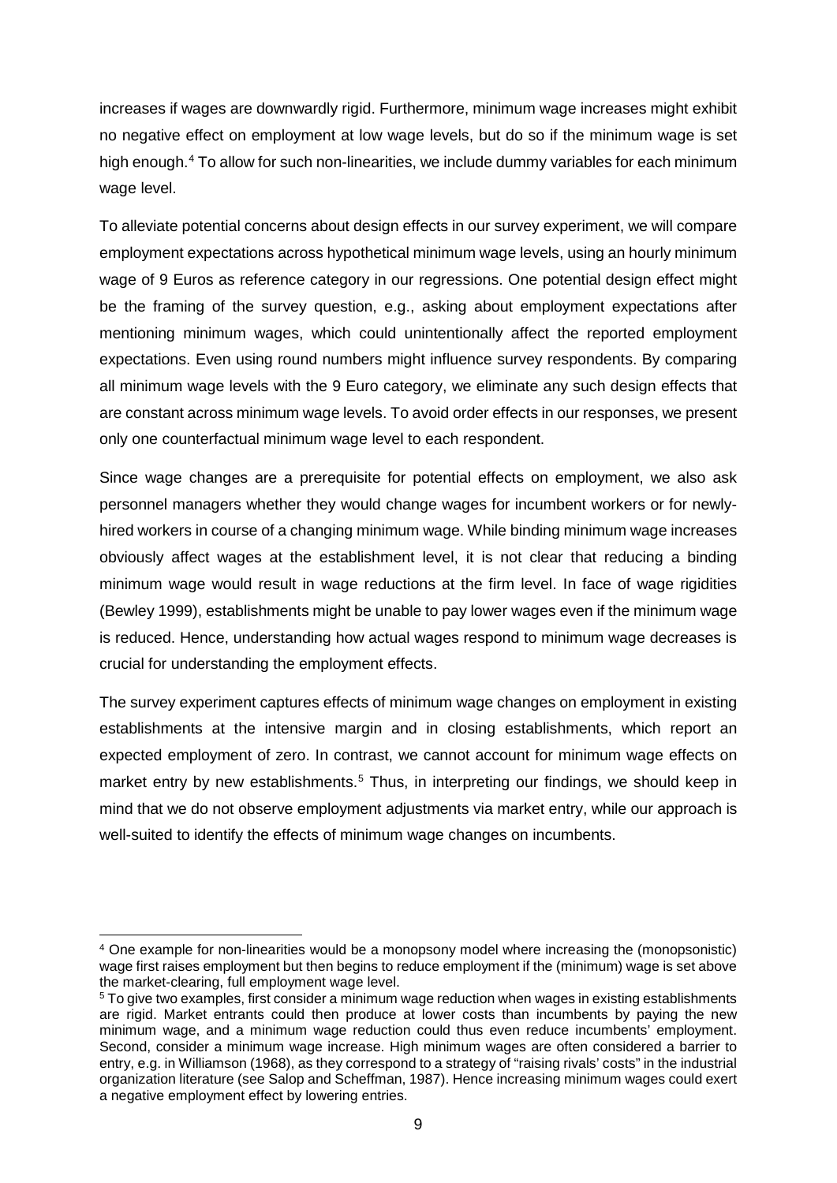increases if wages are downwardly rigid. Furthermore, minimum wage increases might exhibit no negative effect on employment at low wage levels, but do so if the minimum wage is set high enough.[4] To allow for such non-linearities, we include dummy variables for each minimum wage level.

To alleviate potential concerns about design effects in our survey experiment, we will compare employment expectations across hypothetical minimum wage levels, using an hourly minimum wage of 9 Euros as reference category in our regressions. One potential design effect might be the framing of the survey question, e.g., asking about employment expectations after mentioning minimum wages, which could unintentionally affect the reported employment expectations. Even using round numbers might influence survey respondents. By comparing all minimum wage levels with the 9 Euro category, we eliminate any such design effects that are constant across minimum wage levels. To avoid order effects in our responses, we present only one counterfactual minimum wage level to each respondent.

Since wage changes are a prerequisite for potential effects on employment, we also ask personnel managers whether they would change wages for incumbent workers or for newly-hired workers in course of a changing minimum wage. While binding minimum wage increases obviously affect wages at the establishment level, it is not clear that reducing a binding minimum wage would result in wage reductions at the firm level. In face of wage rigidities (Bewley 1999), establishments might be unable to pay lower wages even if the minimum wage is reduced. Hence, understanding how actual wages respond to minimum wage decreases is crucial for understanding the employment effects.

The survey experiment captures effects of minimum wage changes on employment in existing establishments at the intensive margin and in closing establishments, which report an expected employment of zero. In contrast, we cannot account for minimum wage effects on market entry by new establishments.[5] Thus, in interpreting our findings, we should keep in mind that we do not observe employment adjustments via market entry, while our approach is well-suited to identify the effects of minimum wage changes on incumbents.

---

[4] One example for non-linearities would be a monopsony model where increasing the (monopsonistic) wage first raises employment but then begins to reduce employment if the (minimum) wage is set above the market-clearing, full employment wage level.

[5] To give two examples, first consider a minimum wage reduction when wages in existing establishments are rigid. Market entrants could then produce at lower costs than incumbents by paying the new minimum wage, and a minimum wage reduction could thus even reduce incumbents' employment. Second, consider a minimum wage increase. High minimum wages are often considered a barrier to entry, e.g. in Williamson (1968), as they correspond to a strategy of "raising rivals' costs" in the industrial organization literature (see Salop and Scheffman, 1987). Hence increasing minimum wages could exert a negative employment effect by lowering entries.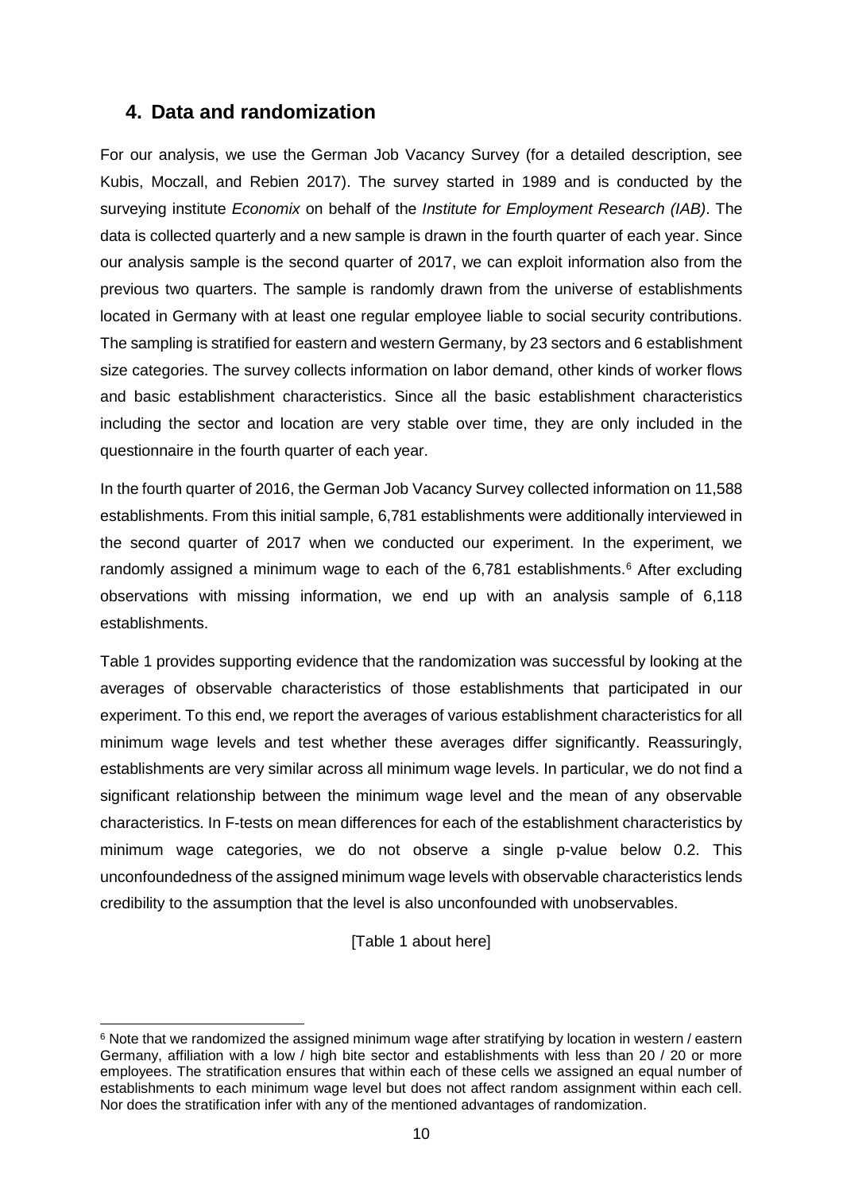## 4. Data and randomization

For our analysis, we use the German Job Vacancy Survey (for a detailed description, see Kubis, Moczall, and Rebien 2017). The survey started in 1989 and is conducted by the surveying institute *Economix* on behalf of the *Institute for Employment Research (IAB)*. The data is collected quarterly and a new sample is drawn in the fourth quarter of each year. Since our analysis sample is the second quarter of 2017, we can exploit information also from the previous two quarters. The sample is randomly drawn from the universe of establishments located in Germany with at least one regular employee liable to social security contributions. The sampling is stratified for eastern and western Germany, by 23 sectors and 6 establishment size categories. The survey collects information on labor demand, other kinds of worker flows and basic establishment characteristics. Since all the basic establishment characteristics including the sector and location are very stable over time, they are only included in the questionnaire in the fourth quarter of each year.

In the fourth quarter of 2016, the German Job Vacancy Survey collected information on 11,588 establishments. From this initial sample, 6,781 establishments were additionally interviewed in the second quarter of 2017 when we conducted our experiment. In the experiment, we randomly assigned a minimum wage to each of the 6,781 establishments.[6] After excluding observations with missing information, we end up with an analysis sample of 6,118 establishments.

Table 1 provides supporting evidence that the randomization was successful by looking at the averages of observable characteristics of those establishments that participated in our experiment. To this end, we report the averages of various establishment characteristics for all minimum wage levels and test whether these averages differ significantly. Reassuringly, establishments are very similar across all minimum wage levels. In particular, we do not find a significant relationship between the minimum wage level and the mean of any observable characteristics. In F-tests on mean differences for each of the establishment characteristics by minimum wage categories, we do not observe a single p-value below 0.2. This unconfoundedness of the assigned minimum wage levels with observable characteristics lends credibility to the assumption that the level is also unconfounded with unobservables.

[Table 1 about here]

[6] Note that we randomized the assigned minimum wage after stratifying by location in western / eastern Germany, affiliation with a low / high bite sector and establishments with less than 20 / 20 or more employees. The stratification ensures that within each of these cells we assigned an equal number of establishments to each minimum wage level but does not affect random assignment within each cell. Nor does the stratification infer with any of the mentioned advantages of randomization.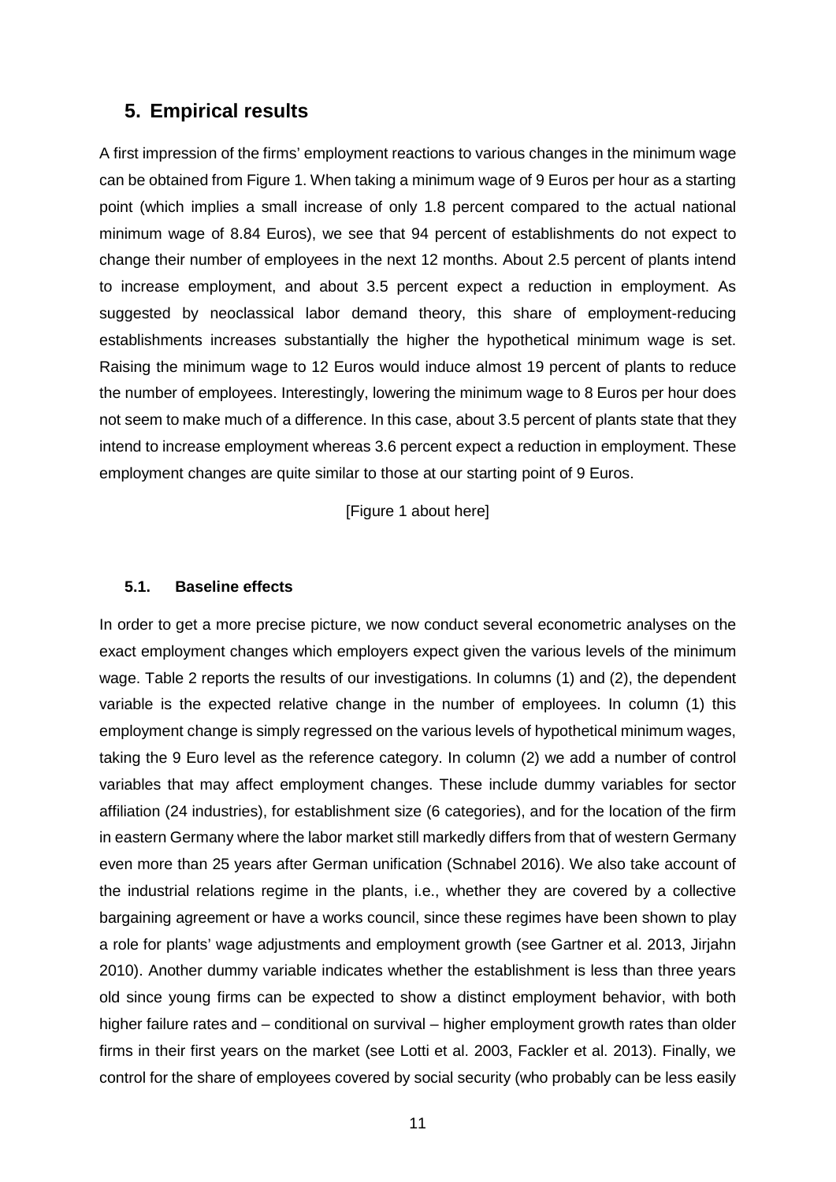## 5. Empirical results

A first impression of the firms' employment reactions to various changes in the minimum wage can be obtained from Figure 1. When taking a minimum wage of 9 Euros per hour as a starting point (which implies a small increase of only 1.8 percent compared to the actual national minimum wage of 8.84 Euros), we see that 94 percent of establishments do not expect to change their number of employees in the next 12 months. About 2.5 percent of plants intend to increase employment, and about 3.5 percent expect a reduction in employment. As suggested by neoclassical labor demand theory, this share of employment-reducing establishments increases substantially the higher the hypothetical minimum wage is set. Raising the minimum wage to 12 Euros would induce almost 19 percent of plants to reduce the number of employees. Interestingly, lowering the minimum wage to 8 Euros per hour does not seem to make much of a difference. In this case, about 3.5 percent of plants state that they intend to increase employment whereas 3.6 percent expect a reduction in employment. These employment changes are quite similar to those at our starting point of 9 Euros.

[Figure 1 about here]

### 5.1. Baseline effects

In order to get a more precise picture, we now conduct several econometric analyses on the exact employment changes which employers expect given the various levels of the minimum wage. Table 2 reports the results of our investigations. In columns (1) and (2), the dependent variable is the expected relative change in the number of employees. In column (1) this employment change is simply regressed on the various levels of hypothetical minimum wages, taking the 9 Euro level as the reference category. In column (2) we add a number of control variables that may affect employment changes. These include dummy variables for sector affiliation (24 industries), for establishment size (6 categories), and for the location of the firm in eastern Germany where the labor market still markedly differs from that of western Germany even more than 25 years after German unification (Schnabel 2016). We also take account of the industrial relations regime in the plants, i.e., whether they are covered by a collective bargaining agreement or have a works council, since these regimes have been shown to play a role for plants' wage adjustments and employment growth (see Gartner et al. 2013, Jirjahn 2010). Another dummy variable indicates whether the establishment is less than three years old since young firms can be expected to show a distinct employment behavior, with both higher failure rates and – conditional on survival – higher employment growth rates than older firms in their first years on the market (see Lotti et al. 2003, Fackler et al. 2013). Finally, we control for the share of employees covered by social security (who probably can be less easily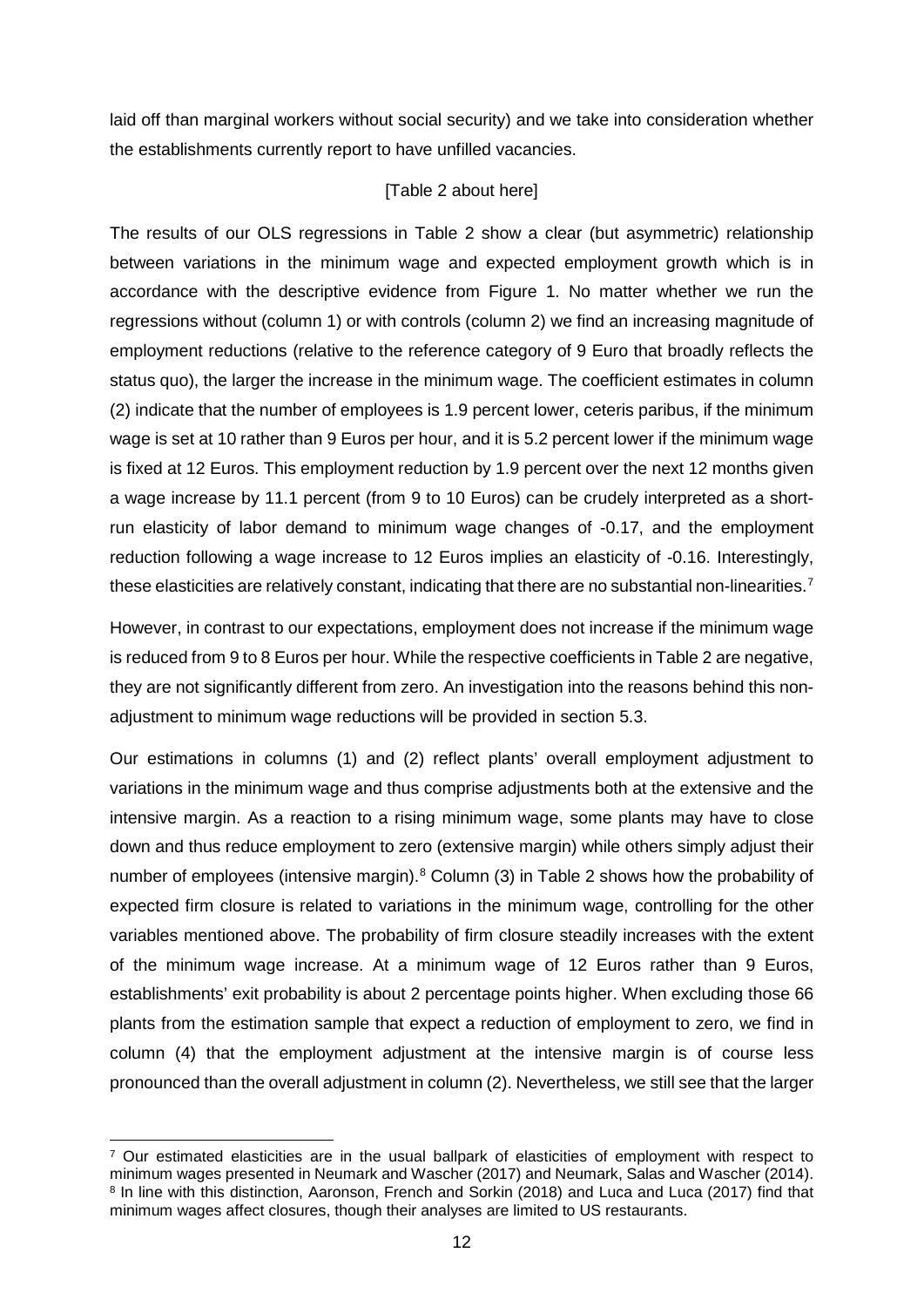laid off than marginal workers without social security) and we take into consideration whether the establishments currently report to have unfilled vacancies.

[Table 2 about here]

The results of our OLS regressions in Table 2 show a clear (but asymmetric) relationship between variations in the minimum wage and expected employment growth which is in accordance with the descriptive evidence from Figure 1. No matter whether we run the regressions without (column 1) or with controls (column 2) we find an increasing magnitude of employment reductions (relative to the reference category of 9 Euro that broadly reflects the status quo), the larger the increase in the minimum wage. The coefficient estimates in column (2) indicate that the number of employees is 1.9 percent lower, ceteris paribus, if the minimum wage is set at 10 rather than 9 Euros per hour, and it is 5.2 percent lower if the minimum wage is fixed at 12 Euros. This employment reduction by 1.9 percent over the next 12 months given a wage increase by 11.1 percent (from 9 to 10 Euros) can be crudely interpreted as a short-run elasticity of labor demand to minimum wage changes of -0.17, and the employment reduction following a wage increase to 12 Euros implies an elasticity of -0.16. Interestingly, these elasticities are relatively constant, indicating that there are no substantial non-linearities.[7]

However, in contrast to our expectations, employment does not increase if the minimum wage is reduced from 9 to 8 Euros per hour. While the respective coefficients in Table 2 are negative, they are not significantly different from zero. An investigation into the reasons behind this non-adjustment to minimum wage reductions will be provided in section 5.3.

Our estimations in columns (1) and (2) reflect plants' overall employment adjustment to variations in the minimum wage and thus comprise adjustments both at the extensive and the intensive margin. As a reaction to a rising minimum wage, some plants may have to close down and thus reduce employment to zero (extensive margin) while others simply adjust their number of employees (intensive margin).[8] Column (3) in Table 2 shows how the probability of expected firm closure is related to variations in the minimum wage, controlling for the other variables mentioned above. The probability of firm closure steadily increases with the extent of the minimum wage increase. At a minimum wage of 12 Euros rather than 9 Euros, establishments' exit probability is about 2 percentage points higher. When excluding those 66 plants from the estimation sample that expect a reduction of employment to zero, we find in column (4) that the employment adjustment at the intensive margin is of course less pronounced than the overall adjustment in column (2). Nevertheless, we still see that the larger

---

[7] Our estimated elasticities are in the usual ballpark of elasticities of employment with respect to minimum wages presented in Neumark and Wascher (2017) and Neumark, Salas and Wascher (2014).

[8] In line with this distinction, Aaronson, French and Sorkin (2018) and Luca and Luca (2017) find that minimum wages affect closures, though their analyses are limited to US restaurants.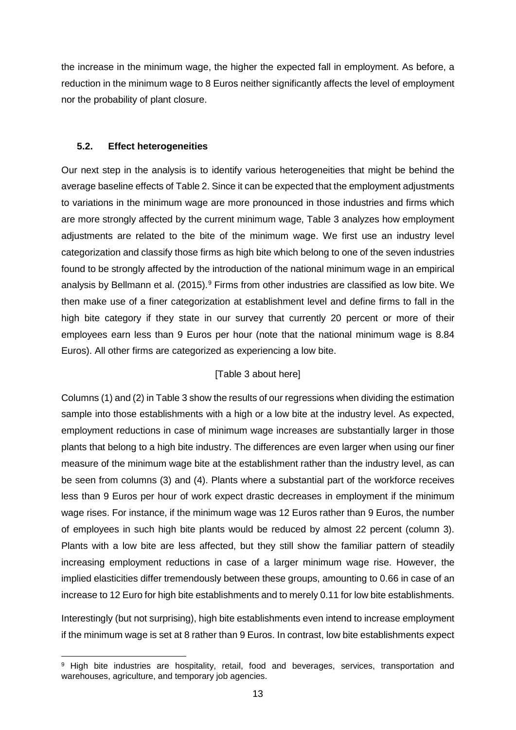the increase in the minimum wage, the higher the expected fall in employment. As before, a reduction in the minimum wage to 8 Euros neither significantly affects the level of employment nor the probability of plant closure.

### 5.2. Effect heterogeneities

Our next step in the analysis is to identify various heterogeneities that might be behind the average baseline effects of Table 2. Since it can be expected that the employment adjustments to variations in the minimum wage are more pronounced in those industries and firms which are more strongly affected by the current minimum wage, Table 3 analyzes how employment adjustments are related to the bite of the minimum wage. We first use an industry level categorization and classify those firms as high bite which belong to one of the seven industries found to be strongly affected by the introduction of the national minimum wage in an empirical analysis by Bellmann et al. (2015).[9] Firms from other industries are classified as low bite. We then make use of a finer categorization at establishment level and define firms to fall in the high bite category if they state in our survey that currently 20 percent or more of their employees earn less than 9 Euros per hour (note that the national minimum wage is 8.84 Euros). All other firms are categorized as experiencing a low bite.

[Table 3 about here]

Columns (1) and (2) in Table 3 show the results of our regressions when dividing the estimation sample into those establishments with a high or a low bite at the industry level. As expected, employment reductions in case of minimum wage increases are substantially larger in those plants that belong to a high bite industry. The differences are even larger when using our finer measure of the minimum wage bite at the establishment rather than the industry level, as can be seen from columns (3) and (4). Plants where a substantial part of the workforce receives less than 9 Euros per hour of work expect drastic decreases in employment if the minimum wage rises. For instance, if the minimum wage was 12 Euros rather than 9 Euros, the number of employees in such high bite plants would be reduced by almost 22 percent (column 3). Plants with a low bite are less affected, but they still show the familiar pattern of steadily increasing employment reductions in case of a larger minimum wage rise. However, the implied elasticities differ tremendously between these groups, amounting to 0.66 in case of an increase to 12 Euro for high bite establishments and to merely 0.11 for low bite establishments.

Interestingly (but not surprising), high bite establishments even intend to increase employment if the minimum wage is set at 8 rather than 9 Euros. In contrast, low bite establishments expect

[9] High bite industries are hospitality, retail, food and beverages, services, transportation and warehouses, agriculture, and temporary job agencies.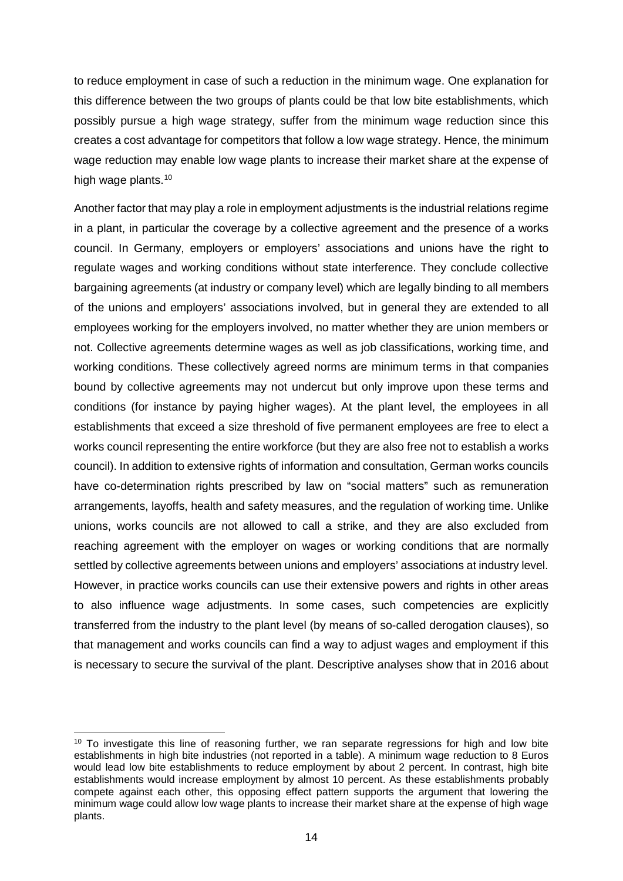to reduce employment in case of such a reduction in the minimum wage. One explanation for this difference between the two groups of plants could be that low bite establishments, which possibly pursue a high wage strategy, suffer from the minimum wage reduction since this creates a cost advantage for competitors that follow a low wage strategy. Hence, the minimum wage reduction may enable low wage plants to increase their market share at the expense of high wage plants.[10]

Another factor that may play a role in employment adjustments is the industrial relations regime in a plant, in particular the coverage by a collective agreement and the presence of a works council. In Germany, employers or employers' associations and unions have the right to regulate wages and working conditions without state interference. They conclude collective bargaining agreements (at industry or company level) which are legally binding to all members of the unions and employers' associations involved, but in general they are extended to all employees working for the employers involved, no matter whether they are union members or not. Collective agreements determine wages as well as job classifications, working time, and working conditions. These collectively agreed norms are minimum terms in that companies bound by collective agreements may not undercut but only improve upon these terms and conditions (for instance by paying higher wages). At the plant level, the employees in all establishments that exceed a size threshold of five permanent employees are free to elect a works council representing the entire workforce (but they are also free not to establish a works council). In addition to extensive rights of information and consultation, German works councils have co-determination rights prescribed by law on "social matters" such as remuneration arrangements, layoffs, health and safety measures, and the regulation of working time. Unlike unions, works councils are not allowed to call a strike, and they are also excluded from reaching agreement with the employer on wages or working conditions that are normally settled by collective agreements between unions and employers' associations at industry level. However, in practice works councils can use their extensive powers and rights in other areas to also influence wage adjustments. In some cases, such competencies are explicitly transferred from the industry to the plant level (by means of so-called derogation clauses), so that management and works councils can find a way to adjust wages and employment if this is necessary to secure the survival of the plant. Descriptive analyses show that in 2016 about

[10] To investigate this line of reasoning further, we ran separate regressions for high and low bite establishments in high bite industries (not reported in a table). A minimum wage reduction to 8 Euros would lead low bite establishments to reduce employment by about 2 percent. In contrast, high bite establishments would increase employment by almost 10 percent. As these establishments probably compete against each other, this opposing effect pattern supports the argument that lowering the minimum wage could allow low wage plants to increase their market share at the expense of high wage plants.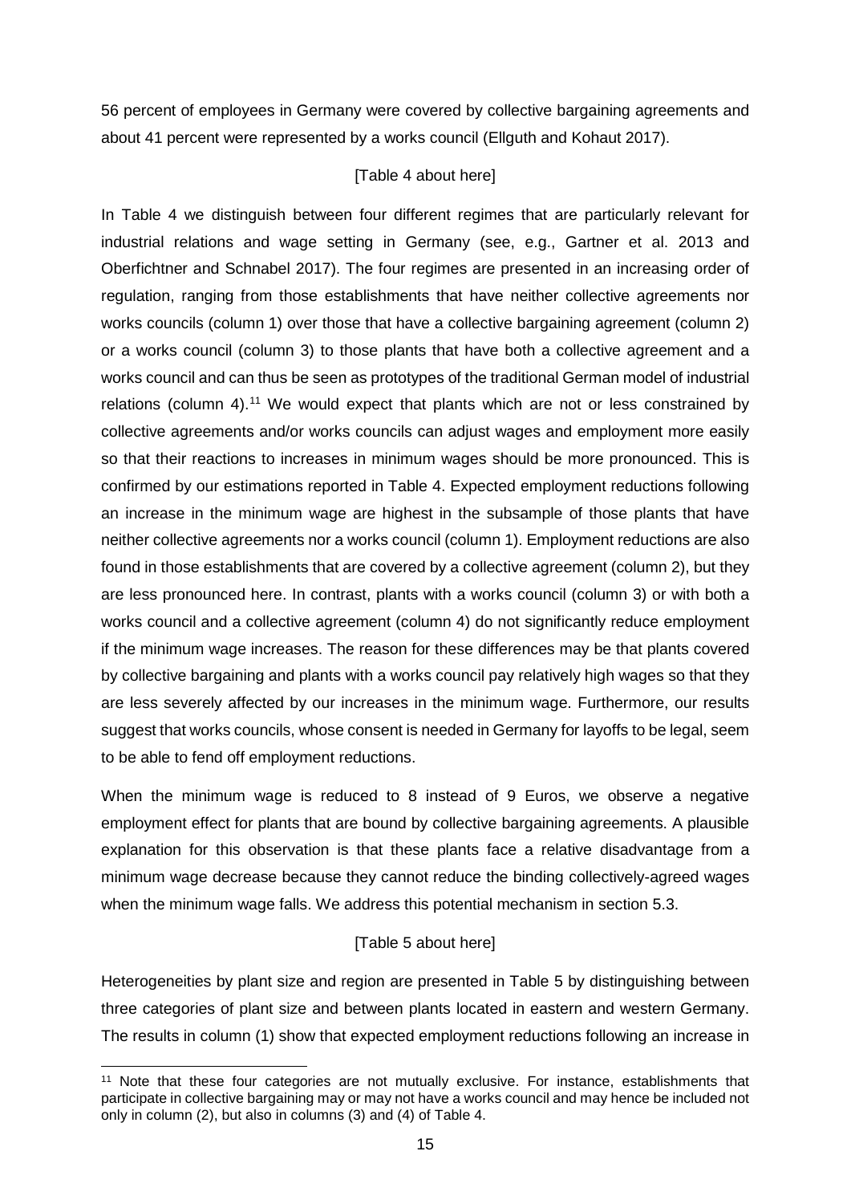56 percent of employees in Germany were covered by collective bargaining agreements and about 41 percent were represented by a works council (Ellguth and Kohaut 2017).

[Table 4 about here]

In Table 4 we distinguish between four different regimes that are particularly relevant for industrial relations and wage setting in Germany (see, e.g., Gartner et al. 2013 and Oberfichtner and Schnabel 2017). The four regimes are presented in an increasing order of regulation, ranging from those establishments that have neither collective agreements nor works councils (column 1) over those that have a collective bargaining agreement (column 2) or a works council (column 3) to those plants that have both a collective agreement and a works council and can thus be seen as prototypes of the traditional German model of industrial relations (column 4).[11] We would expect that plants which are not or less constrained by collective agreements and/or works councils can adjust wages and employment more easily so that their reactions to increases in minimum wages should be more pronounced. This is confirmed by our estimations reported in Table 4. Expected employment reductions following an increase in the minimum wage are highest in the subsample of those plants that have neither collective agreements nor a works council (column 1). Employment reductions are also found in those establishments that are covered by a collective agreement (column 2), but they are less pronounced here. In contrast, plants with a works council (column 3) or with both a works council and a collective agreement (column 4) do not significantly reduce employment if the minimum wage increases. The reason for these differences may be that plants covered by collective bargaining and plants with a works council pay relatively high wages so that they are less severely affected by our increases in the minimum wage. Furthermore, our results suggest that works councils, whose consent is needed in Germany for layoffs to be legal, seem to be able to fend off employment reductions.

When the minimum wage is reduced to 8 instead of 9 Euros, we observe a negative employment effect for plants that are bound by collective bargaining agreements. A plausible explanation for this observation is that these plants face a relative disadvantage from a minimum wage decrease because they cannot reduce the binding collectively-agreed wages when the minimum wage falls. We address this potential mechanism in section 5.3.

[Table 5 about here]

Heterogeneities by plant size and region are presented in Table 5 by distinguishing between three categories of plant size and between plants located in eastern and western Germany. The results in column (1) show that expected employment reductions following an increase in

[11] Note that these four categories are not mutually exclusive. For instance, establishments that participate in collective bargaining may or may not have a works council and may hence be included not only in column (2), but also in columns (3) and (4) of Table 4.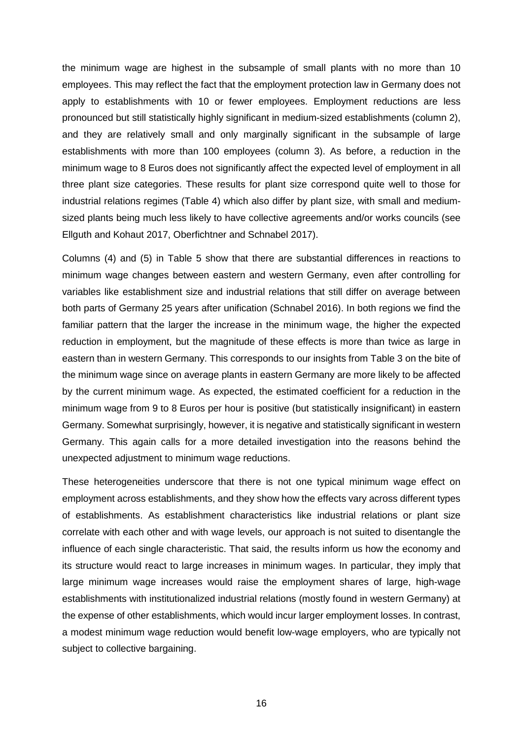the minimum wage are highest in the subsample of small plants with no more than 10 employees. This may reflect the fact that the employment protection law in Germany does not apply to establishments with 10 or fewer employees. Employment reductions are less pronounced but still statistically highly significant in medium-sized establishments (column 2), and they are relatively small and only marginally significant in the subsample of large establishments with more than 100 employees (column 3). As before, a reduction in the minimum wage to 8 Euros does not significantly affect the expected level of employment in all three plant size categories. These results for plant size correspond quite well to those for industrial relations regimes (Table 4) which also differ by plant size, with small and medium-sized plants being much less likely to have collective agreements and/or works councils (see Ellguth and Kohaut 2017, Oberfichtner and Schnabel 2017).

Columns (4) and (5) in Table 5 show that there are substantial differences in reactions to minimum wage changes between eastern and western Germany, even after controlling for variables like establishment size and industrial relations that still differ on average between both parts of Germany 25 years after unification (Schnabel 2016). In both regions we find the familiar pattern that the larger the increase in the minimum wage, the higher the expected reduction in employment, but the magnitude of these effects is more than twice as large in eastern than in western Germany. This corresponds to our insights from Table 3 on the bite of the minimum wage since on average plants in eastern Germany are more likely to be affected by the current minimum wage. As expected, the estimated coefficient for a reduction in the minimum wage from 9 to 8 Euros per hour is positive (but statistically insignificant) in eastern Germany. Somewhat surprisingly, however, it is negative and statistically significant in western Germany. This again calls for a more detailed investigation into the reasons behind the unexpected adjustment to minimum wage reductions.

These heterogeneities underscore that there is not one typical minimum wage effect on employment across establishments, and they show how the effects vary across different types of establishments. As establishment characteristics like industrial relations or plant size correlate with each other and with wage levels, our approach is not suited to disentangle the influence of each single characteristic. That said, the results inform us how the economy and its structure would react to large increases in minimum wages. In particular, they imply that large minimum wage increases would raise the employment shares of large, high-wage establishments with institutionalized industrial relations (mostly found in western Germany) at the expense of other establishments, which would incur larger employment losses. In contrast, a modest minimum wage reduction would benefit low-wage employers, who are typically not subject to collective bargaining.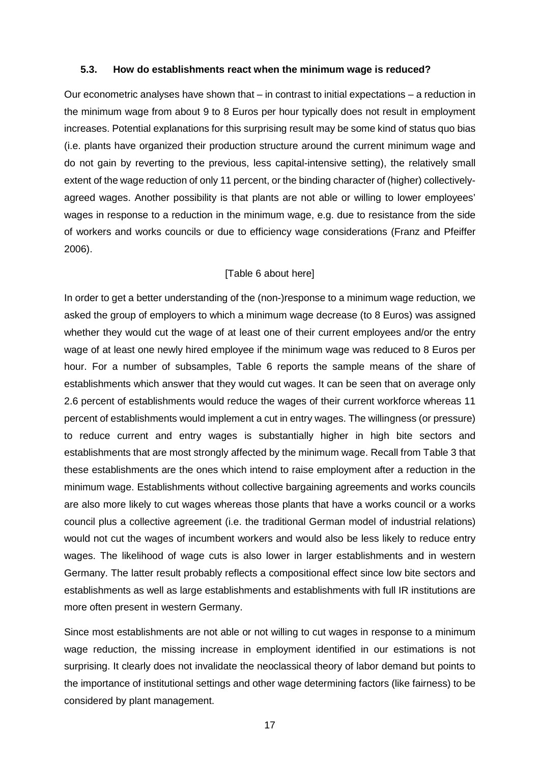### 5.3. How do establishments react when the minimum wage is reduced?

Our econometric analyses have shown that – in contrast to initial expectations – a reduction in the minimum wage from about 9 to 8 Euros per hour typically does not result in employment increases. Potential explanations for this surprising result may be some kind of status quo bias (i.e. plants have organized their production structure around the current minimum wage and do not gain by reverting to the previous, less capital-intensive setting), the relatively small extent of the wage reduction of only 11 percent, or the binding character of (higher) collectively-agreed wages. Another possibility is that plants are not able or willing to lower employees' wages in response to a reduction in the minimum wage, e.g. due to resistance from the side of workers and works councils or due to efficiency wage considerations (Franz and Pfeiffer 2006).

[Table 6 about here]

In order to get a better understanding of the (non-)response to a minimum wage reduction, we asked the group of employers to which a minimum wage decrease (to 8 Euros) was assigned whether they would cut the wage of at least one of their current employees and/or the entry wage of at least one newly hired employee if the minimum wage was reduced to 8 Euros per hour. For a number of subsamples, Table 6 reports the sample means of the share of establishments which answer that they would cut wages. It can be seen that on average only 2.6 percent of establishments would reduce the wages of their current workforce whereas 11 percent of establishments would implement a cut in entry wages. The willingness (or pressure) to reduce current and entry wages is substantially higher in high bite sectors and establishments that are most strongly affected by the minimum wage. Recall from Table 3 that these establishments are the ones which intend to raise employment after a reduction in the minimum wage. Establishments without collective bargaining agreements and works councils are also more likely to cut wages whereas those plants that have a works council or a works council plus a collective agreement (i.e. the traditional German model of industrial relations) would not cut the wages of incumbent workers and would also be less likely to reduce entry wages. The likelihood of wage cuts is also lower in larger establishments and in western Germany. The latter result probably reflects a compositional effect since low bite sectors and establishments as well as large establishments and establishments with full IR institutions are more often present in western Germany.

Since most establishments are not able or not willing to cut wages in response to a minimum wage reduction, the missing increase in employment identified in our estimations is not surprising. It clearly does not invalidate the neoclassical theory of labor demand but points to the importance of institutional settings and other wage determining factors (like fairness) to be considered by plant management.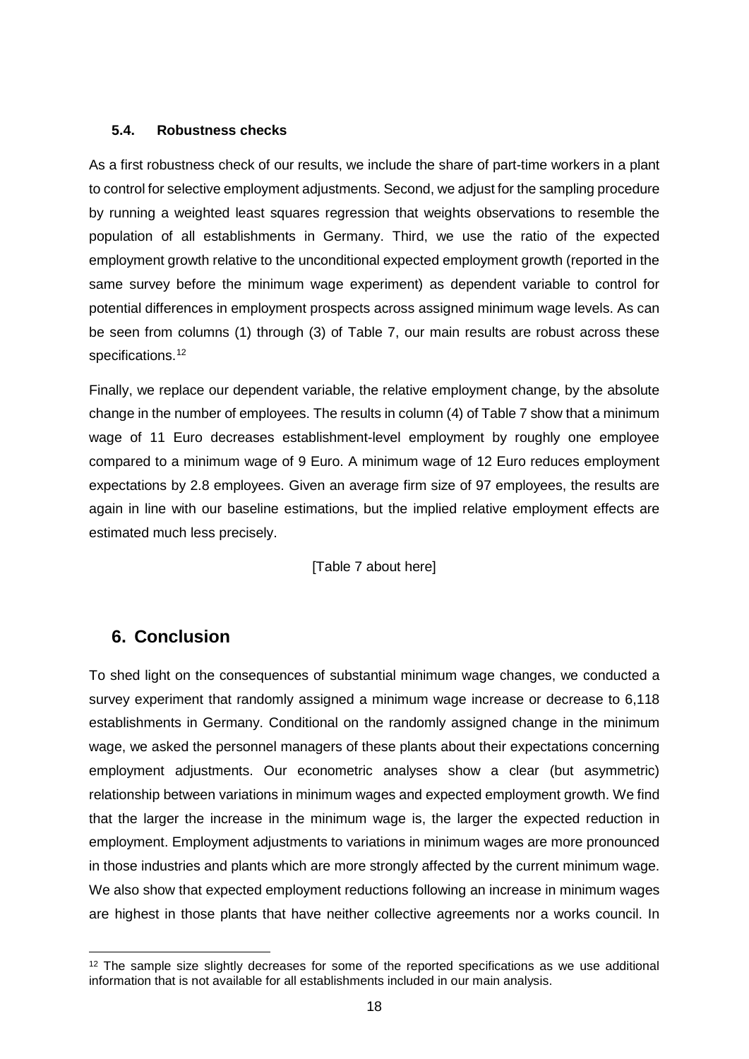### 5.4. Robustness checks

As a first robustness check of our results, we include the share of part-time workers in a plant to control for selective employment adjustments. Second, we adjust for the sampling procedure by running a weighted least squares regression that weights observations to resemble the population of all establishments in Germany. Third, we use the ratio of the expected employment growth relative to the unconditional expected employment growth (reported in the same survey before the minimum wage experiment) as dependent variable to control for potential differences in employment prospects across assigned minimum wage levels. As can be seen from columns (1) through (3) of Table 7, our main results are robust across these specifications.[12]

Finally, we replace our dependent variable, the relative employment change, by the absolute change in the number of employees. The results in column (4) of Table 7 show that a minimum wage of 11 Euro decreases establishment-level employment by roughly one employee compared to a minimum wage of 9 Euro. A minimum wage of 12 Euro reduces employment expectations by 2.8 employees. Given an average firm size of 97 employees, the results are again in line with our baseline estimations, but the implied relative employment effects are estimated much less precisely.

[Table 7 about here]

## 6. Conclusion

To shed light on the consequences of substantial minimum wage changes, we conducted a survey experiment that randomly assigned a minimum wage increase or decrease to 6,118 establishments in Germany. Conditional on the randomly assigned change in the minimum wage, we asked the personnel managers of these plants about their expectations concerning employment adjustments. Our econometric analyses show a clear (but asymmetric) relationship between variations in minimum wages and expected employment growth. We find that the larger the increase in the minimum wage is, the larger the expected reduction in employment. Employment adjustments to variations in minimum wages are more pronounced in those industries and plants which are more strongly affected by the current minimum wage. We also show that expected employment reductions following an increase in minimum wages are highest in those plants that have neither collective agreements nor a works council. In

[12] The sample size slightly decreases for some of the reported specifications as we use additional information that is not available for all establishments included in our main analysis.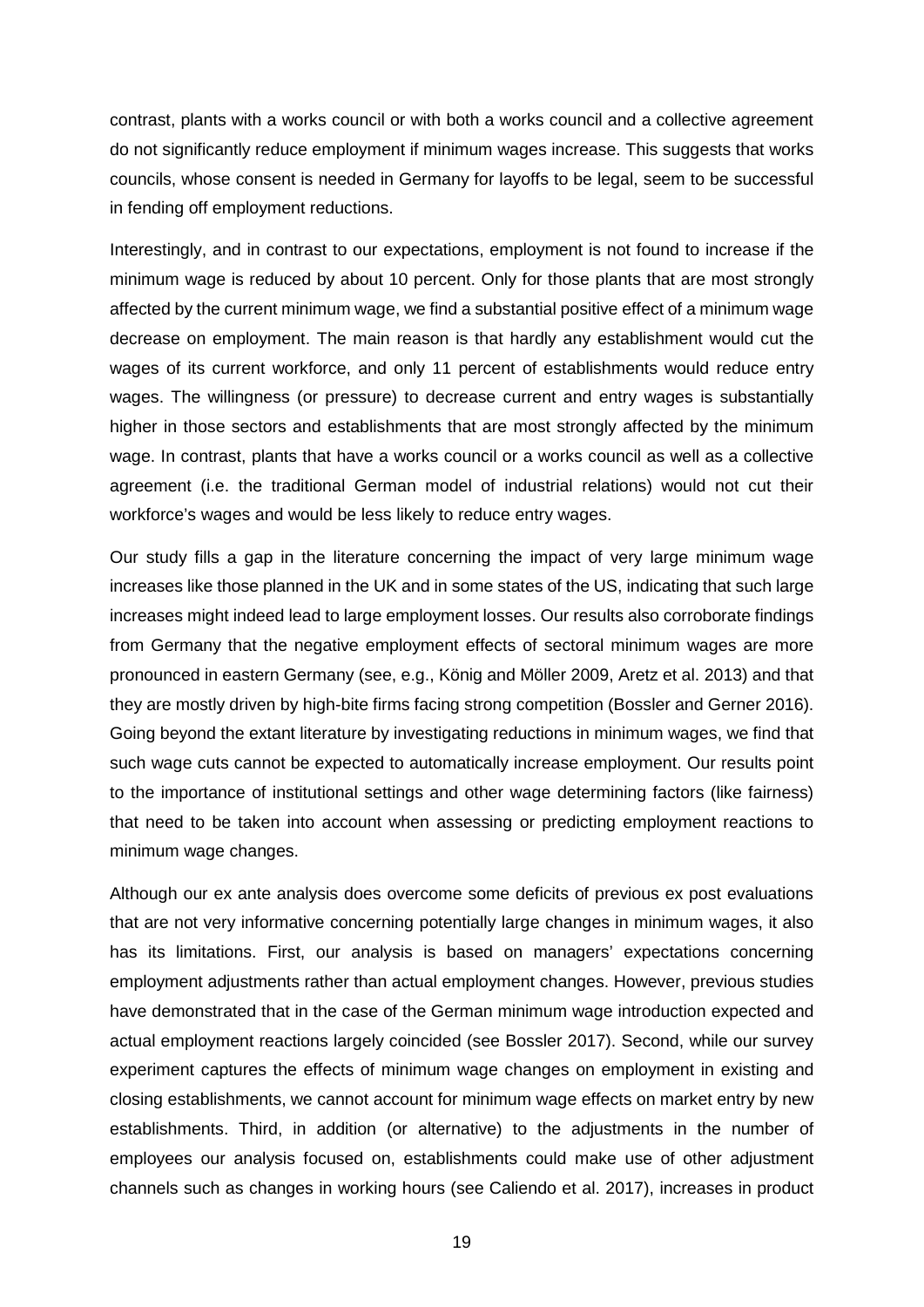contrast, plants with a works council or with both a works council and a collective agreement do not significantly reduce employment if minimum wages increase. This suggests that works councils, whose consent is needed in Germany for layoffs to be legal, seem to be successful in fending off employment reductions.

Interestingly, and in contrast to our expectations, employment is not found to increase if the minimum wage is reduced by about 10 percent. Only for those plants that are most strongly affected by the current minimum wage, we find a substantial positive effect of a minimum wage decrease on employment. The main reason is that hardly any establishment would cut the wages of its current workforce, and only 11 percent of establishments would reduce entry wages. The willingness (or pressure) to decrease current and entry wages is substantially higher in those sectors and establishments that are most strongly affected by the minimum wage. In contrast, plants that have a works council or a works council as well as a collective agreement (i.e. the traditional German model of industrial relations) would not cut their workforce's wages and would be less likely to reduce entry wages.

Our study fills a gap in the literature concerning the impact of very large minimum wage increases like those planned in the UK and in some states of the US, indicating that such large increases might indeed lead to large employment losses. Our results also corroborate findings from Germany that the negative employment effects of sectoral minimum wages are more pronounced in eastern Germany (see, e.g., König and Möller 2009, Aretz et al. 2013) and that they are mostly driven by high-bite firms facing strong competition (Bossler and Gerner 2016). Going beyond the extant literature by investigating reductions in minimum wages, we find that such wage cuts cannot be expected to automatically increase employment. Our results point to the importance of institutional settings and other wage determining factors (like fairness) that need to be taken into account when assessing or predicting employment reactions to minimum wage changes.

Although our ex ante analysis does overcome some deficits of previous ex post evaluations that are not very informative concerning potentially large changes in minimum wages, it also has its limitations. First, our analysis is based on managers' expectations concerning employment adjustments rather than actual employment changes. However, previous studies have demonstrated that in the case of the German minimum wage introduction expected and actual employment reactions largely coincided (see Bossler 2017). Second, while our survey experiment captures the effects of minimum wage changes on employment in existing and closing establishments, we cannot account for minimum wage effects on market entry by new establishments. Third, in addition (or alternative) to the adjustments in the number of employees our analysis focused on, establishments could make use of other adjustment channels such as changes in working hours (see Caliendo et al. 2017), increases in product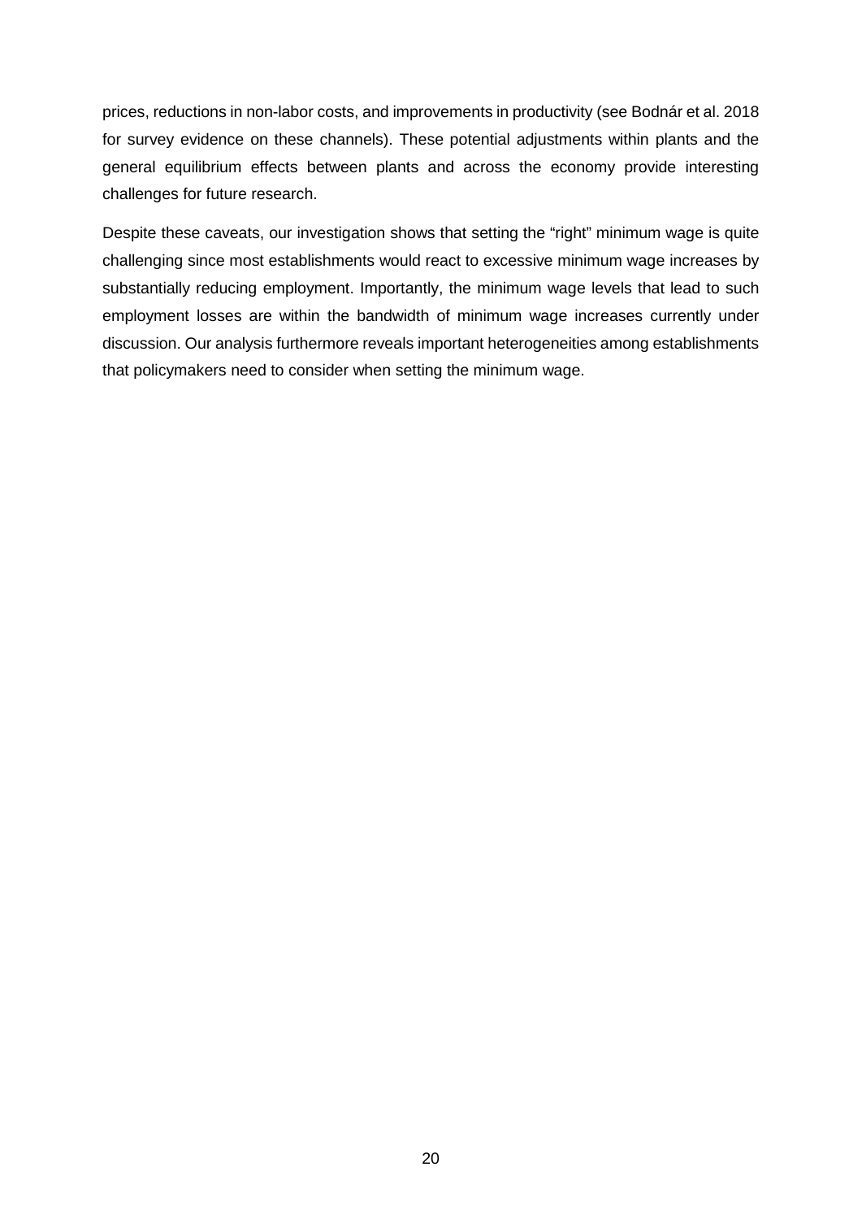prices, reductions in non-labor costs, and improvements in productivity (see Bodnár et al. 2018 for survey evidence on these channels). These potential adjustments within plants and the general equilibrium effects between plants and across the economy provide interesting challenges for future research.

Despite these caveats, our investigation shows that setting the “right” minimum wage is quite challenging since most establishments would react to excessive minimum wage increases by substantially reducing employment. Importantly, the minimum wage levels that lead to such employment losses are within the bandwidth of minimum wage increases currently under discussion. Our analysis furthermore reveals important heterogeneities among establishments that policymakers need to consider when setting the minimum wage.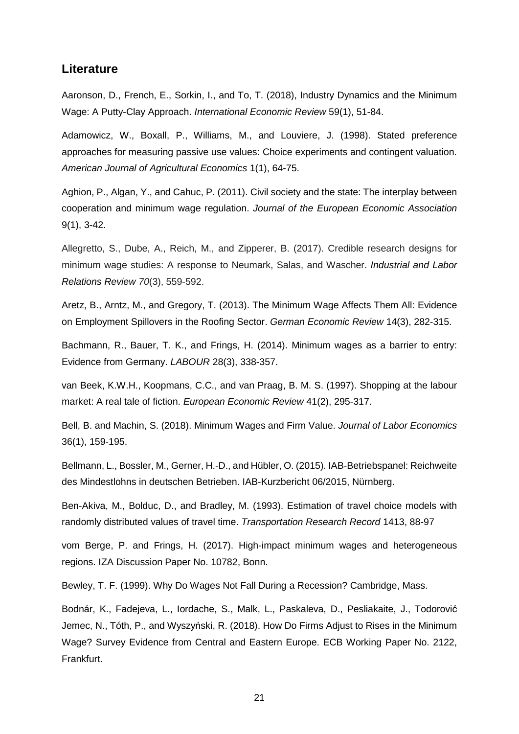## Literature

Aaronson, D., French, E., Sorkin, I., and To, T. (2018), Industry Dynamics and the Minimum Wage: A Putty-Clay Approach. *International Economic Review* 59(1), 51-84.

Adamowicz, W., Boxall, P., Williams, M., and Louviere, J. (1998). Stated preference approaches for measuring passive use values: Choice experiments and contingent valuation. *American Journal of Agricultural Economics* 1(1), 64-75.

Aghion, P., Algan, Y., and Cahuc, P. (2011). Civil society and the state: The interplay between cooperation and minimum wage regulation. *Journal of the European Economic Association* 9(1), 3-42.

Allegretto, S., Dube, A., Reich, M., and Zipperer, B. (2017). Credible research designs for minimum wage studies: A response to Neumark, Salas, and Wascher. *Industrial and Labor Relations Review 70*(3), 559-592.

Aretz, B., Arntz, M., and Gregory, T. (2013). The Minimum Wage Affects Them All: Evidence on Employment Spillovers in the Roofing Sector. *German Economic Review* 14(3), 282-315.

Bachmann, R., Bauer, T. K., and Frings, H. (2014). Minimum wages as a barrier to entry: Evidence from Germany. *LABOUR* 28(3), 338-357.

van Beek, K.W.H., Koopmans, C.C., and van Praag, B. M. S. (1997). Shopping at the labour market: A real tale of fiction. *European Economic Review* 41(2), 295-317.

Bell, B. and Machin, S. (2018). Minimum Wages and Firm Value. *Journal of Labor Economics* 36(1), 159-195.

Bellmann, L., Bossler, M., Gerner, H.-D., and Hübler, O. (2015). IAB-Betriebspanel: Reichweite des Mindestlohns in deutschen Betrieben. IAB-Kurzbericht 06/2015, Nürnberg.

Ben-Akiva, M., Bolduc, D., and Bradley, M. (1993). Estimation of travel choice models with randomly distributed values of travel time. *Transportation Research Record* 1413, 88-97

vom Berge, P. and Frings, H. (2017). High-impact minimum wages and heterogeneous regions. IZA Discussion Paper No. 10782, Bonn.

Bewley, T. F. (1999). Why Do Wages Not Fall During a Recession? Cambridge, Mass.

Bodnár, K., Fadejeva, L., Iordache, S., Malk, L., Paskaleva, D., Pesliakaite, J., Todorović Jemec, N., Tóth, P., and Wyszyński, R. (2018). How Do Firms Adjust to Rises in the Minimum Wage? Survey Evidence from Central and Eastern Europe. ECB Working Paper No. 2122, Frankfurt.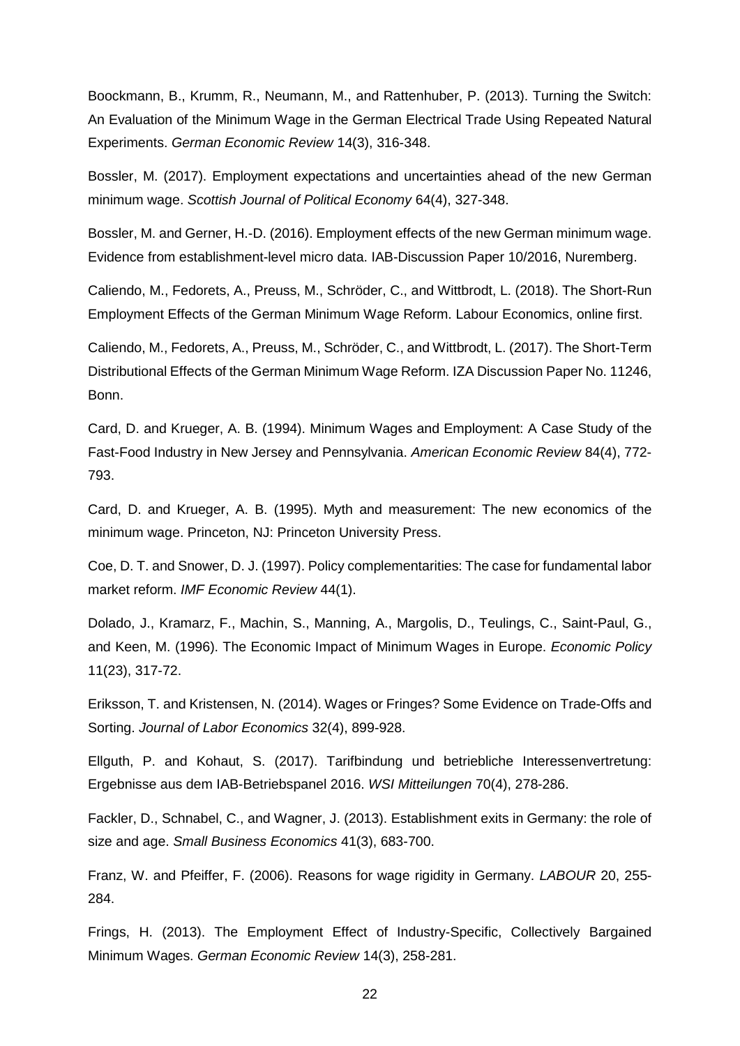Boockmann, B., Krumm, R., Neumann, M., and Rattenhuber, P. (2013). Turning the Switch: An Evaluation of the Minimum Wage in the German Electrical Trade Using Repeated Natural Experiments. *German Economic Review* 14(3), 316-348.

Bossler, M. (2017). Employment expectations and uncertainties ahead of the new German minimum wage. *Scottish Journal of Political Economy* 64(4), 327-348.

Bossler, M. and Gerner, H.-D. (2016). Employment effects of the new German minimum wage. Evidence from establishment-level micro data. IAB-Discussion Paper 10/2016, Nuremberg.

Caliendo, M., Fedorets, A., Preuss, M., Schröder, C., and Wittbrodt, L. (2018). The Short-Run Employment Effects of the German Minimum Wage Reform. Labour Economics, online first.

Caliendo, M., Fedorets, A., Preuss, M., Schröder, C., and Wittbrodt, L. (2017). The Short-Term Distributional Effects of the German Minimum Wage Reform. IZA Discussion Paper No. 11246, Bonn.

Card, D. and Krueger, A. B. (1994). Minimum Wages and Employment: A Case Study of the Fast-Food Industry in New Jersey and Pennsylvania. *American Economic Review* 84(4), 772-793.

Card, D. and Krueger, A. B. (1995). Myth and measurement: The new economics of the minimum wage. Princeton, NJ: Princeton University Press.

Coe, D. T. and Snower, D. J. (1997). Policy complementarities: The case for fundamental labor market reform. *IMF Economic Review* 44(1).

Dolado, J., Kramarz, F., Machin, S., Manning, A., Margolis, D., Teulings, C., Saint-Paul, G., and Keen, M. (1996). The Economic Impact of Minimum Wages in Europe. *Economic Policy* 11(23), 317-72.

Eriksson, T. and Kristensen, N. (2014). Wages or Fringes? Some Evidence on Trade-Offs and Sorting. *Journal of Labor Economics* 32(4), 899-928.

Ellguth, P. and Kohaut, S. (2017). Tarifbindung und betriebliche Interessenvertretung: Ergebnisse aus dem IAB-Betriebspanel 2016. *WSI Mitteilungen* 70(4), 278-286.

Fackler, D., Schnabel, C., and Wagner, J. (2013). Establishment exits in Germany: the role of size and age. *Small Business Economics* 41(3), 683-700.

Franz, W. and Pfeiffer, F. (2006). Reasons for wage rigidity in Germany. *LABOUR* 20, 255-284.

Frings, H. (2013). The Employment Effect of Industry-Specific, Collectively Bargained Minimum Wages. *German Economic Review* 14(3), 258-281.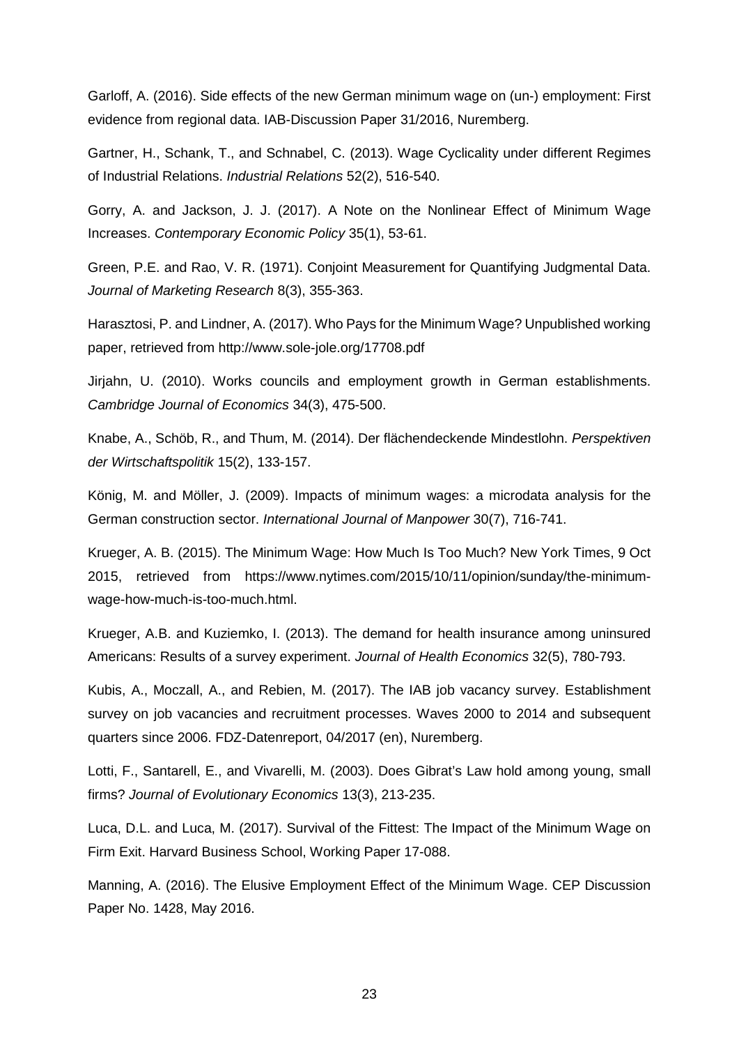Garloff, A. (2016). Side effects of the new German minimum wage on (un-) employment: First evidence from regional data. IAB-Discussion Paper 31/2016, Nuremberg.

Gartner, H., Schank, T., and Schnabel, C. (2013). Wage Cyclicality under different Regimes of Industrial Relations. *Industrial Relations* 52(2), 516-540.

Gorry, A. and Jackson, J. J. (2017). A Note on the Nonlinear Effect of Minimum Wage Increases. *Contemporary Economic Policy* 35(1), 53-61.

Green, P.E. and Rao, V. R. (1971). Conjoint Measurement for Quantifying Judgmental Data. *Journal of Marketing Research* 8(3), 355-363.

Harasztosi, P. and Lindner, A. (2017). Who Pays for the Minimum Wage? Unpublished working paper, retrieved from http://www.sole-jole.org/17708.pdf

Jirjahn, U. (2010). Works councils and employment growth in German establishments. *Cambridge Journal of Economics* 34(3), 475-500.

Knabe, A., Schöb, R., and Thum, M. (2014). Der flächendeckende Mindestlohn. *Perspektiven der Wirtschaftspolitik* 15(2), 133-157.

König, M. and Möller, J. (2009). Impacts of minimum wages: a microdata analysis for the German construction sector. *International Journal of Manpower* 30(7), 716-741.

Krueger, A. B. (2015). The Minimum Wage: How Much Is Too Much? New York Times, 9 Oct 2015, retrieved from https://www.nytimes.com/2015/10/11/opinion/sunday/the-minimum-wage-how-much-is-too-much.html.

Krueger, A.B. and Kuziemko, I. (2013). The demand for health insurance among uninsured Americans: Results of a survey experiment. *Journal of Health Economics* 32(5), 780-793.

Kubis, A., Moczall, A., and Rebien, M. (2017). The IAB job vacancy survey. Establishment survey on job vacancies and recruitment processes. Waves 2000 to 2014 and subsequent quarters since 2006. FDZ-Datenreport, 04/2017 (en), Nuremberg.

Lotti, F., Santarell, E., and Vivarelli, M. (2003). Does Gibrat's Law hold among young, small firms? *Journal of Evolutionary Economics* 13(3), 213-235.

Luca, D.L. and Luca, M. (2017). Survival of the Fittest: The Impact of the Minimum Wage on Firm Exit. Harvard Business School, Working Paper 17-088.

Manning, A. (2016). The Elusive Employment Effect of the Minimum Wage. CEP Discussion Paper No. 1428, May 2016.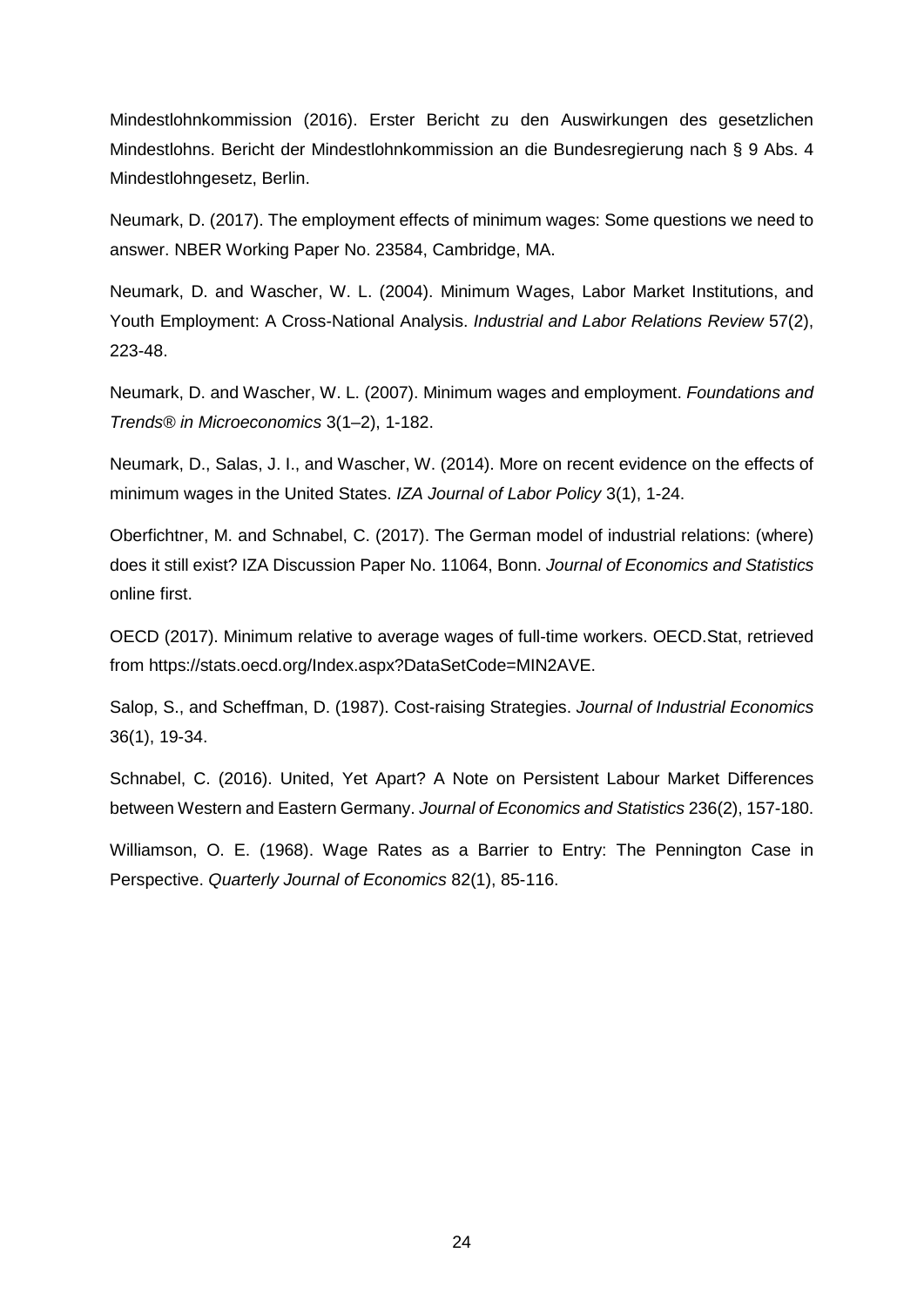Mindestlohnkommission (2016). Erster Bericht zu den Auswirkungen des gesetzlichen Mindestlohns. Bericht der Mindestlohnkommission an die Bundesregierung nach § 9 Abs. 4 Mindestlohngesetz, Berlin.

Neumark, D. (2017). The employment effects of minimum wages: Some questions we need to answer. NBER Working Paper No. 23584, Cambridge, MA.

Neumark, D. and Wascher, W. L. (2004). Minimum Wages, Labor Market Institutions, and Youth Employment: A Cross-National Analysis. *Industrial and Labor Relations Review* 57(2), 223-48.

Neumark, D. and Wascher, W. L. (2007). Minimum wages and employment. *Foundations and Trends® in Microeconomics* 3(1–2), 1-182.

Neumark, D., Salas, J. I., and Wascher, W. (2014). More on recent evidence on the effects of minimum wages in the United States. *IZA Journal of Labor Policy* 3(1), 1-24.

Oberfichtner, M. and Schnabel, C. (2017). The German model of industrial relations: (where) does it still exist? IZA Discussion Paper No. 11064, Bonn. *Journal of Economics and Statistics* online first.

OECD (2017). Minimum relative to average wages of full-time workers. OECD.Stat, retrieved from https://stats.oecd.org/Index.aspx?DataSetCode=MIN2AVE.

Salop, S., and Scheffman, D. (1987). Cost-raising Strategies. *Journal of Industrial Economics* 36(1), 19-34.

Schnabel, C. (2016). United, Yet Apart? A Note on Persistent Labour Market Differences between Western and Eastern Germany. *Journal of Economics and Statistics* 236(2), 157-180.

Williamson, O. E. (1968). Wage Rates as a Barrier to Entry: The Pennington Case in Perspective. *Quarterly Journal of Economics* 82(1), 85-116.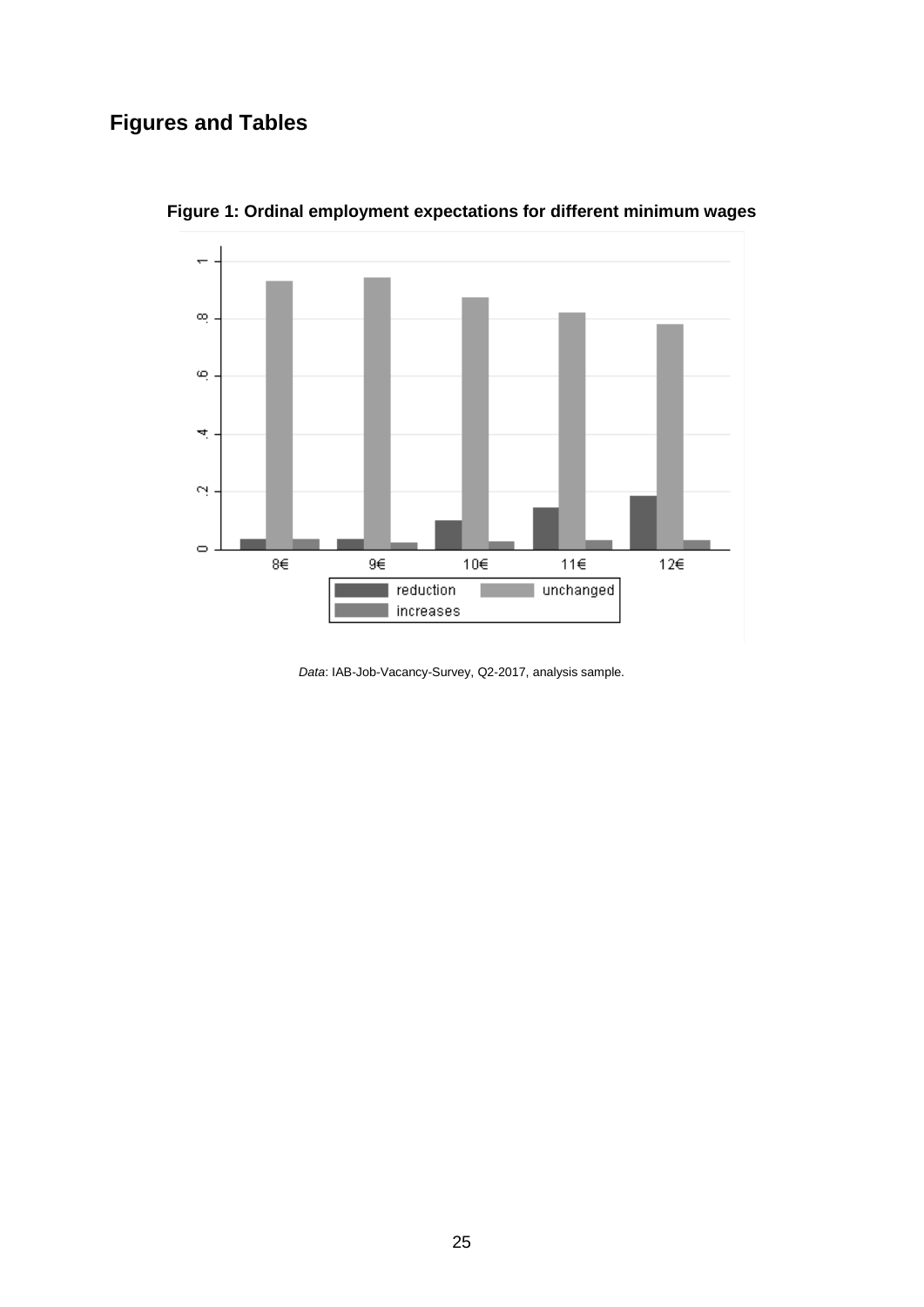## Figures and Tables

**Figure 1: Ordinal employment expectations for different minimum wages**

*Data*: IAB-Job-Vacancy-Survey, Q2-2017, analysis sample.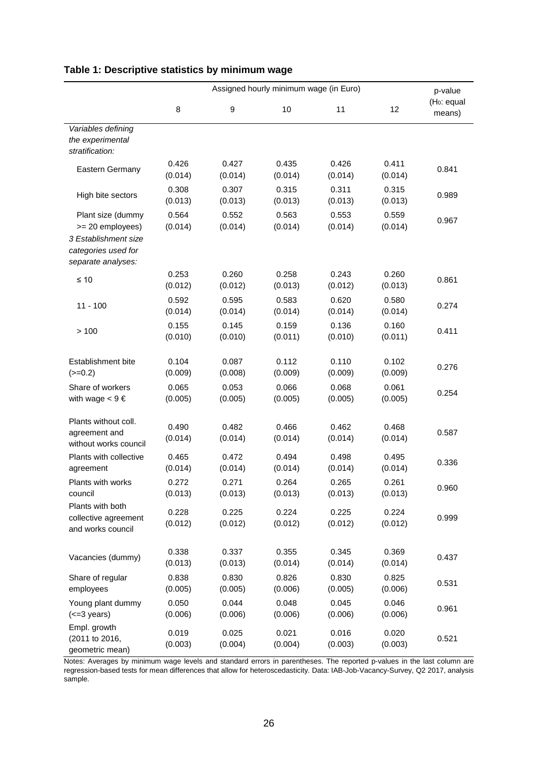## Table 1: Descriptive statistics by minimum wage

| | Assigned hourly minimum wage (in Euro) | | | | | p-value |
|---|---|---|---|---|---|---|
| | 8 | 9 | 10 | 11 | 12 | ($H_0$: equal means) |
| *Variables defining the experimental stratification:* | | | | | | |
| Eastern Germany | 0.426 (0.014) | 0.427 (0.014) | 0.435 (0.014) | 0.426 (0.014) | 0.411 (0.014) | 0.841 |
| High bite sectors | 0.308 (0.013) | 0.307 (0.013) | 0.315 (0.013) | 0.311 (0.013) | 0.315 (0.013) | 0.989 |
| Plant size (dummy >= 20 employees) | 0.564 (0.014) | 0.552 (0.014) | 0.563 (0.014) | 0.553 (0.014) | 0.559 (0.014) | 0.967 |
| *3 Establishment size categories used for separate analyses:* | | | | | | |
| ≤ 10 | 0.253 (0.012) | 0.260 (0.012) | 0.258 (0.013) | 0.243 (0.012) | 0.260 (0.013) | 0.861 |
| 11 - 100 | 0.592 (0.014) | 0.595 (0.014) | 0.583 (0.014) | 0.620 (0.014) | 0.580 (0.014) | 0.274 |
| > 100 | 0.155 (0.010) | 0.145 (0.010) | 0.159 (0.011) | 0.136 (0.010) | 0.160 (0.011) | 0.411 |
| Establishment bite (>=0.2) | 0.104 (0.009) | 0.087 (0.008) | 0.112 (0.009) | 0.110 (0.009) | 0.102 (0.009) | 0.276 |
| Share of workers with wage < 9 € | 0.065 (0.005) | 0.053 (0.005) | 0.066 (0.005) | 0.068 (0.005) | 0.061 (0.005) | 0.254 |
| Plants without coll. agreement and without works council | 0.490 (0.014) | 0.482 (0.014) | 0.466 (0.014) | 0.462 (0.014) | 0.468 (0.014) | 0.587 |
| Plants with collective agreement | 0.465 (0.014) | 0.472 (0.014) | 0.494 (0.014) | 0.498 (0.014) | 0.495 (0.014) | 0.336 |
| Plants with works council | 0.272 (0.013) | 0.271 (0.013) | 0.264 (0.013) | 0.265 (0.013) | 0.261 (0.013) | 0.960 |
| Plants with both collective agreement and works council | 0.228 (0.012) | 0.225 (0.012) | 0.224 (0.012) | 0.225 (0.012) | 0.224 (0.012) | 0.999 |
| Vacancies (dummy) | 0.338 (0.013) | 0.337 (0.013) | 0.355 (0.014) | 0.345 (0.014) | 0.369 (0.014) | 0.437 |
| Share of regular employees | 0.838 (0.005) | 0.830 (0.005) | 0.826 (0.006) | 0.830 (0.005) | 0.825 (0.006) | 0.531 |
| Young plant dummy (<=3 years) | 0.050 (0.006) | 0.044 (0.006) | 0.048 (0.006) | 0.045 (0.006) | 0.046 (0.006) | 0.961 |
| Empl. growth (2011 to 2016, geometric mean) | 0.019 (0.003) | 0.025 (0.004) | 0.021 (0.004) | 0.016 (0.003) | 0.020 (0.003) | 0.521 |

Notes: Averages by minimum wage levels and standard errors in parentheses. The reported p-values in the last column are regression-based tests for mean differences that allow for heteroscedasticity. Data: IAB-Job-Vacancy-Survey, Q2 2017, analysis sample.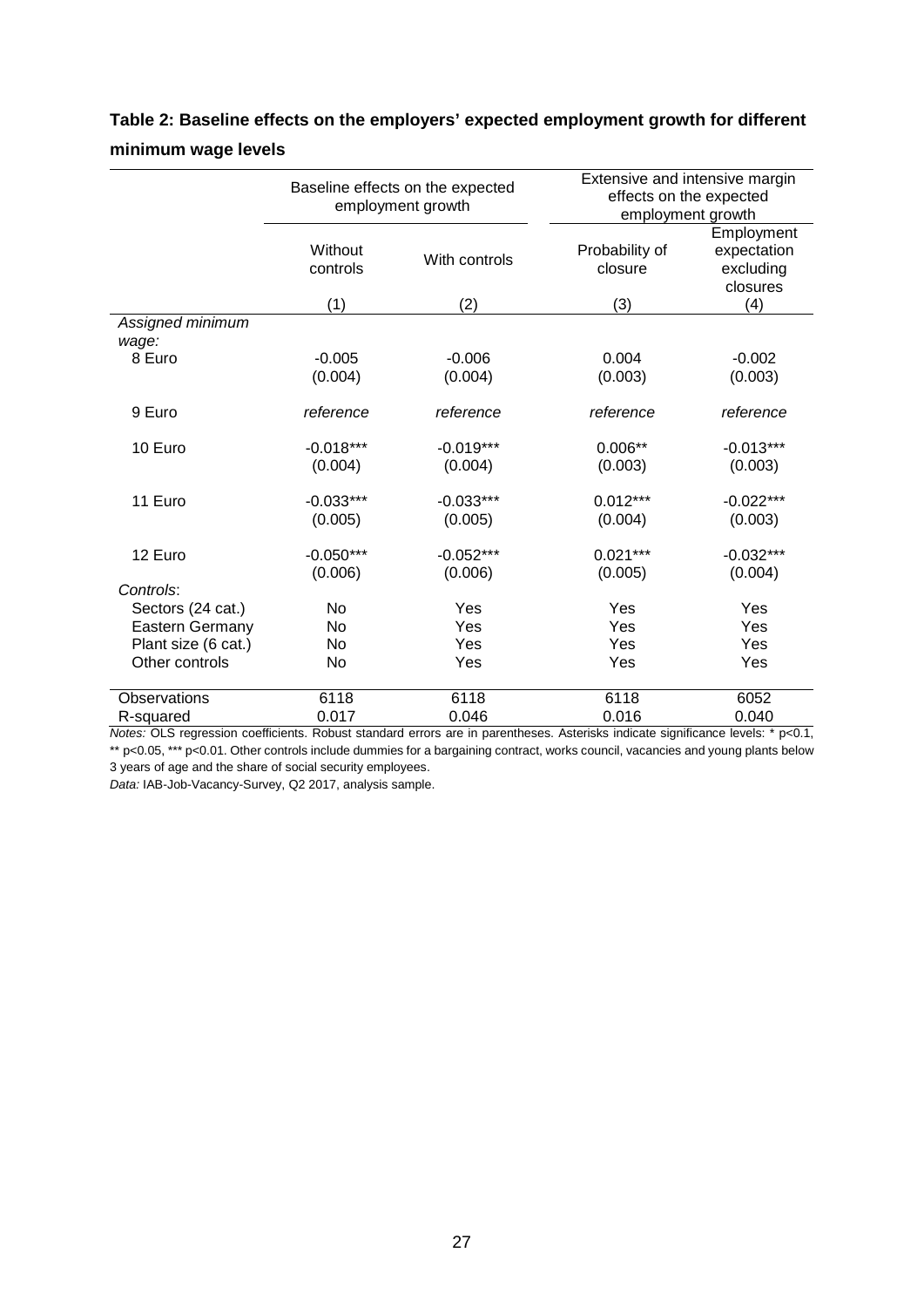**Table 2: Baseline effects on the employers' expected employment growth for different minimum wage levels**

| | Baseline effects on the expected employment growth | | Extensive and intensive margin effects on the expected employment growth | |
|---|---|---|---|---|
| | Without controls | With controls | Probability of closure | Employment expectation excluding closures |
| | (1) | (2) | (3) | (4) |
| *Assigned minimum wage:* | | | | |
| 8 Euro | -0.005 | -0.006 | 0.004 | -0.002 |
| | (0.004) | (0.004) | (0.003) | (0.003) |
| 9 Euro | *reference* | *reference* | *reference* | *reference* |
| 10 Euro | -0.018*** | -0.019*** | 0.006** | -0.013*** |
| | (0.004) | (0.004) | (0.003) | (0.003) |
| 11 Euro | -0.033*** | -0.033*** | 0.012*** | -0.022*** |
| | (0.005) | (0.005) | (0.004) | (0.003) |
| 12 Euro | -0.050*** | -0.052*** | 0.021*** | -0.032*** |
| | (0.006) | (0.006) | (0.005) | (0.004) |
| *Controls*: | | | | |
| Sectors (24 cat.) | No | Yes | Yes | Yes |
| Eastern Germany | No | Yes | Yes | Yes |
| Plant size (6 cat.) | No | Yes | Yes | Yes |
| Other controls | No | Yes | Yes | Yes |
| Observations | 6118 | 6118 | 6118 | 6052 |
| R-squared | 0.017 | 0.046 | 0.016 | 0.040 |

*Notes:* OLS regression coefficients. Robust standard errors are in parentheses. Asterisks indicate significance levels: * p<0.1, ** p<0.05, *** p<0.01. Other controls include dummies for a bargaining contract, works council, vacancies and young plants below 3 years of age and the share of social security employees.

*Data:* IAB-Job-Vacancy-Survey, Q2 2017, analysis sample.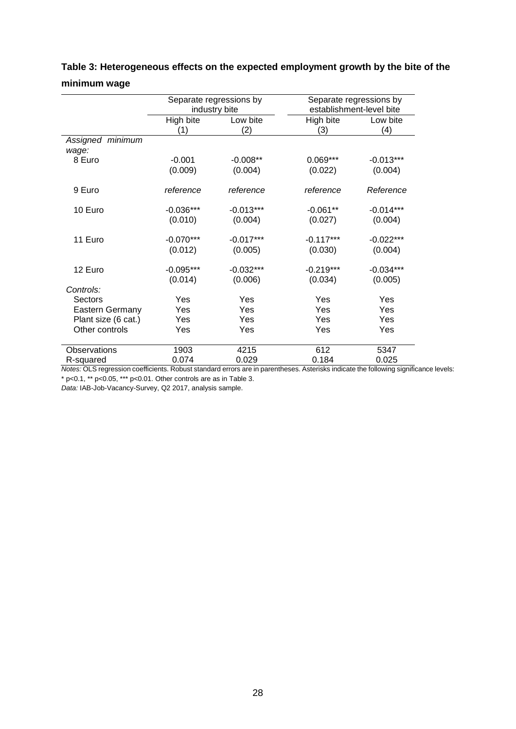**Table 3: Heterogeneous effects on the expected employment growth by the bite of the minimum wage**

| | Separate regressions by industry bite | | Separate regressions by establishment-level bite | |
|---|---|---|---|---|
| | High bite | Low bite | High bite | Low bite |
| | (1) | (2) | (3) | (4) |
| *Assigned minimum wage:* | | | | |
| 8 Euro | -0.001 | -0.008** | 0.069*** | -0.013*** |
| | (0.009) | (0.004) | (0.022) | (0.004) |
| 9 Euro | *reference* | *reference* | *reference* | *Reference* |
| 10 Euro | -0.036*** | -0.013*** | -0.061** | -0.014*** |
| | (0.010) | (0.004) | (0.027) | (0.004) |
| 11 Euro | -0.070*** | -0.017*** | -0.117*** | -0.022*** |
| | (0.012) | (0.005) | (0.030) | (0.004) |
| 12 Euro | -0.095*** | -0.032*** | -0.219*** | -0.034*** |
| | (0.014) | (0.006) | (0.034) | (0.005) |
| *Controls:* | | | | |
| Sectors | Yes | Yes | Yes | Yes |
| Eastern Germany | Yes | Yes | Yes | Yes |
| Plant size (6 cat.) | Yes | Yes | Yes | Yes |
| Other controls | Yes | Yes | Yes | Yes |
| Observations | 1903 | 4215 | 612 | 5347 |
| R-squared | 0.074 | 0.029 | 0.184 | 0.025 |

*Notes:* OLS regression coefficients. Robust standard errors are in parentheses. Asterisks indicate the following significance levels: * p<0.1, ** p<0.05, *** p<0.01. Other controls are as in Table 3.

*Data:* IAB-Job-Vacancy-Survey, Q2 2017, analysis sample.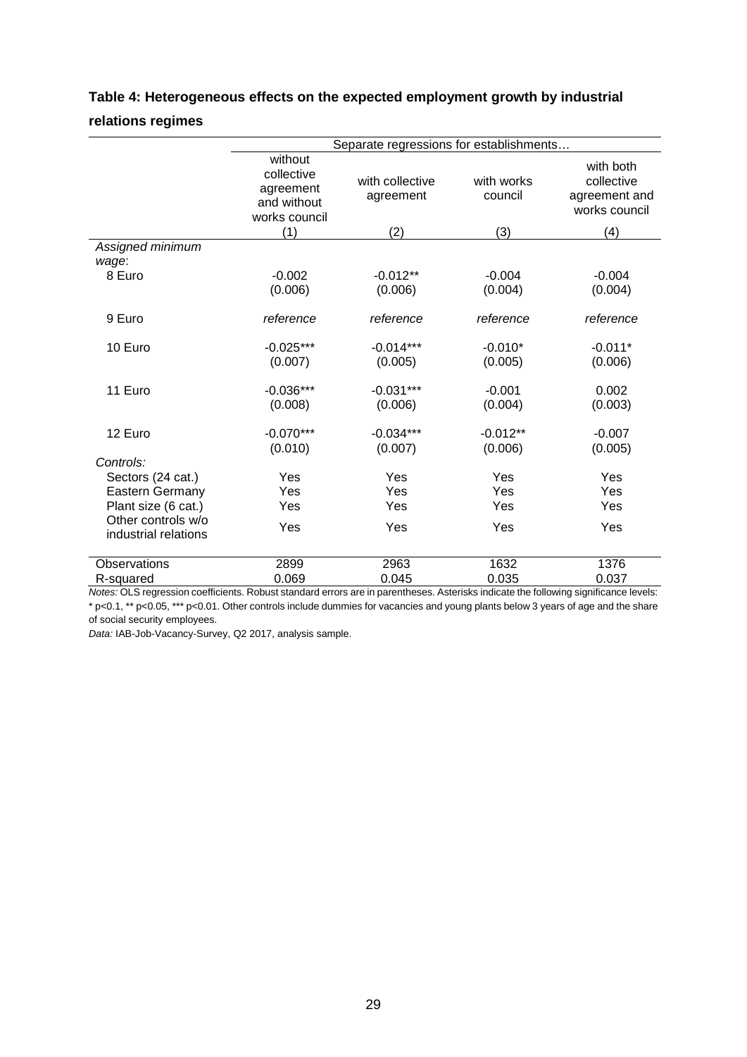**Table 4: Heterogeneous effects on the expected employment growth by industrial relations regimes**

| | Separate regressions for establishments… | | | |
|---|---|---|---|---|
| | without collective agreement and without works council | with collective agreement | with works council | with both collective agreement and works council |
| | (1) | (2) | (3) | (4) |
| *Assigned minimum wage*: | | | | |
| 8 Euro | -0.002 | -0.012** | -0.004 | -0.004 |
| | (0.006) | (0.006) | (0.004) | (0.004) |
| 9 Euro | *reference* | *reference* | *reference* | *reference* |
| 10 Euro | -0.025*** | -0.014*** | -0.010* | -0.011* |
| | (0.007) | (0.005) | (0.005) | (0.006) |
| 11 Euro | -0.036*** | -0.031*** | -0.001 | 0.002 |
| | (0.008) | (0.006) | (0.004) | (0.003) |
| 12 Euro | -0.070*** | -0.034*** | -0.012** | -0.007 |
| | (0.010) | (0.007) | (0.006) | (0.005) |
| *Controls:* | | | | |
| Sectors (24 cat.) | Yes | Yes | Yes | Yes |
| Eastern Germany | Yes | Yes | Yes | Yes |
| Plant size (6 cat.) | Yes | Yes | Yes | Yes |
| Other controls w/o industrial relations | Yes | Yes | Yes | Yes |
| Observations | 2899 | 2963 | 1632 | 1376 |
| R-squared | 0.069 | 0.045 | 0.035 | 0.037 |

*Notes:* OLS regression coefficients. Robust standard errors are in parentheses. Asterisks indicate the following significance levels: * p<0.1, ** p<0.05, *** p<0.01. Other controls include dummies for vacancies and young plants below 3 years of age and the share of social security employees.

*Data:* IAB-Job-Vacancy-Survey, Q2 2017, analysis sample.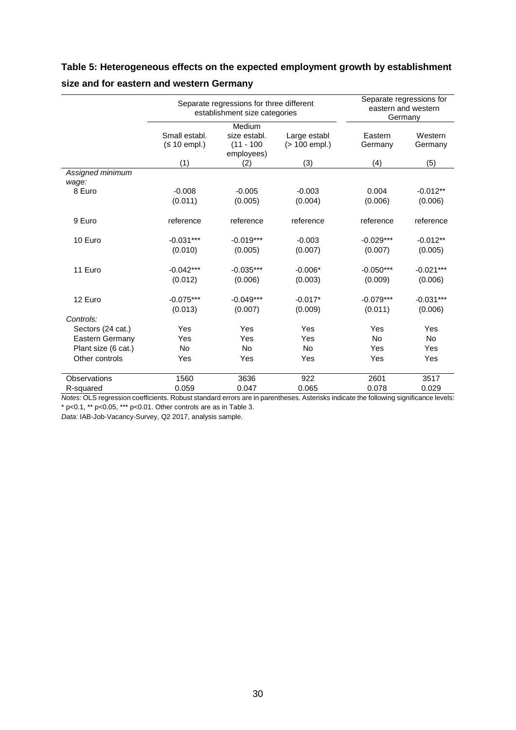**Table 5: Heterogeneous effects on the expected employment growth by establishment size and for eastern and western Germany**

| | Separate regressions for three different establishment size categories | | | Separate regressions for eastern and western Germany | |
|---|---|---|---|---|---|
| | Small establ. (≤ 10 empl.) | Medium size establ. (11 - 100 employees) | Large establ (> 100 empl.) | Eastern Germany | Western Germany |
| | (1) | (2) | (3) | (4) | (5) |
| *Assigned minimum wage:* | | | | | |
| 8 Euro | -0.008 | -0.005 | -0.003 | 0.004 | -0.012** |
| | (0.011) | (0.005) | (0.004) | (0.006) | (0.006) |
| 9 Euro | reference | reference | reference | reference | reference |
| 10 Euro | -0.031*** | -0.019*** | -0.003 | -0.029*** | -0.012** |
| | (0.010) | (0.005) | (0.007) | (0.007) | (0.005) |
| 11 Euro | -0.042*** | -0.035*** | -0.006* | -0.050*** | -0.021*** |
| | (0.012) | (0.006) | (0.003) | (0.009) | (0.006) |
| 12 Euro | -0.075*** | -0.049*** | -0.017* | -0.079*** | -0.031*** |
| | (0.013) | (0.007) | (0.009) | (0.011) | (0.006) |
| *Controls:* | | | | | |
| Sectors (24 cat.) | Yes | Yes | Yes | Yes | Yes |
| Eastern Germany | Yes | Yes | Yes | No | No |
| Plant size (6 cat.) | No | No | No | Yes | Yes |
| Other controls | Yes | Yes | Yes | Yes | Yes |
| Observations | 1560 | 3636 | 922 | 2601 | 3517 |
| R-squared | 0.059 | 0.047 | 0.065 | 0.078 | 0.029 |

*Notes:* OLS regression coefficients. Robust standard errors are in parentheses. Asterisks indicate the following significance levels: * p<0.1, ** p<0.05, *** p<0.01. Other controls are as in Table 3.

*Data:* IAB-Job-Vacancy-Survey, Q2 2017, analysis sample.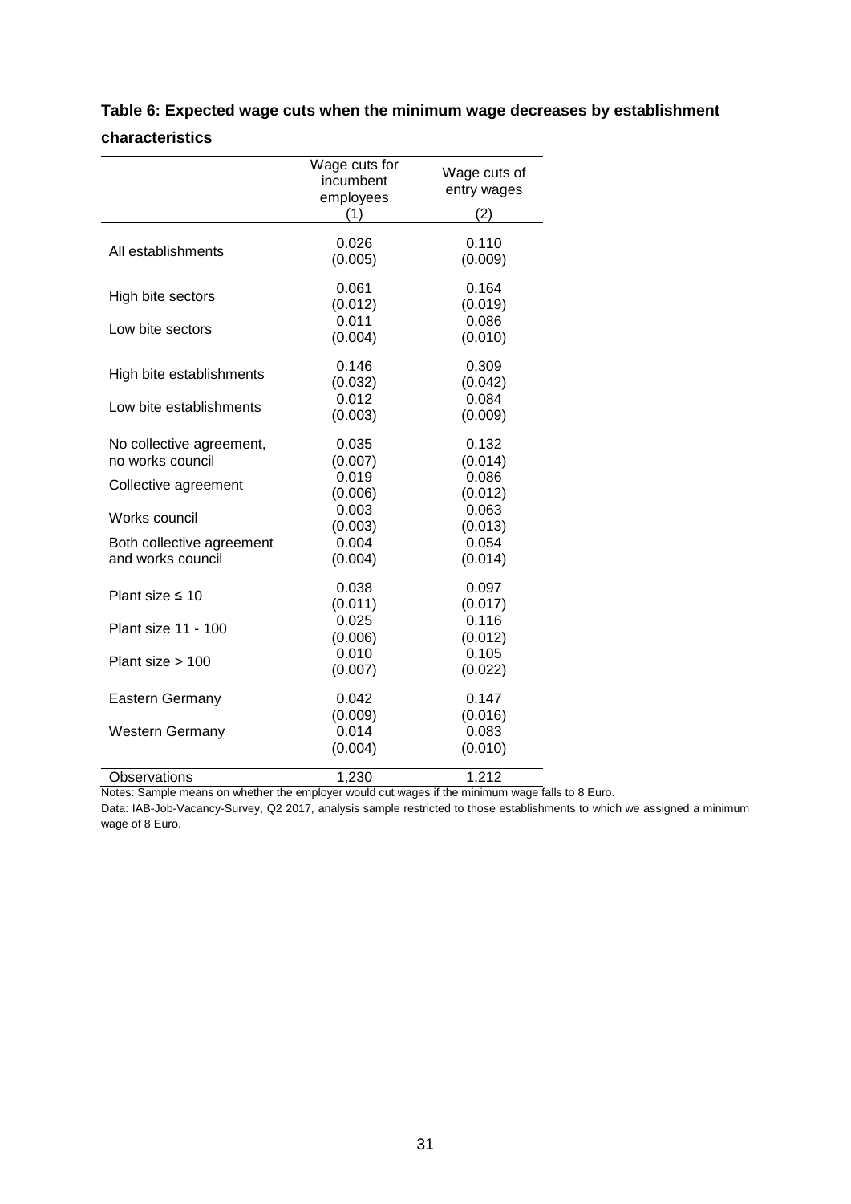**Table 6: Expected wage cuts when the minimum wage decreases by establishment characteristics**

| | Wage cuts for incumbent employees | Wage cuts of entry wages |
|---|---|---|
| | (1) | (2) |
| All establishments | 0.026 | 0.110 |
| | (0.005) | (0.009) |
| High bite sectors | 0.061 | 0.164 |
| | (0.012) | (0.019) |
| Low bite sectors | 0.011 | 0.086 |
| | (0.004) | (0.010) |
| High bite establishments | 0.146 | 0.309 |
| | (0.032) | (0.042) |
| Low bite establishments | 0.012 | 0.084 |
| | (0.003) | (0.009) |
| No collective agreement, no works council | 0.035 | 0.132 |
| | (0.007) | (0.014) |
| Collective agreement | 0.019 | 0.086 |
| | (0.006) | (0.012) |
| Works council | 0.003 | 0.063 |
| | (0.003) | (0.013) |
| Both collective agreement and works council | 0.004 | 0.054 |
| | (0.004) | (0.014) |
| Plant size ≤ 10 | 0.038 | 0.097 |
| | (0.011) | (0.017) |
| Plant size 11 - 100 | 0.025 | 0.116 |
| | (0.006) | (0.012) |
| Plant size > 100 | 0.010 | 0.105 |
| | (0.007) | (0.022) |
| Eastern Germany | 0.042 | 0.147 |
| | (0.009) | (0.016) |
| Western Germany | 0.014 | 0.083 |
| | (0.004) | (0.010) |
| Observations | 1,230 | 1,212 |

Notes: Sample means on whether the employer would cut wages if the minimum wage falls to 8 Euro.

Data: IAB-Job-Vacancy-Survey, Q2 2017, analysis sample restricted to those establishments to which we assigned a minimum wage of 8 Euro.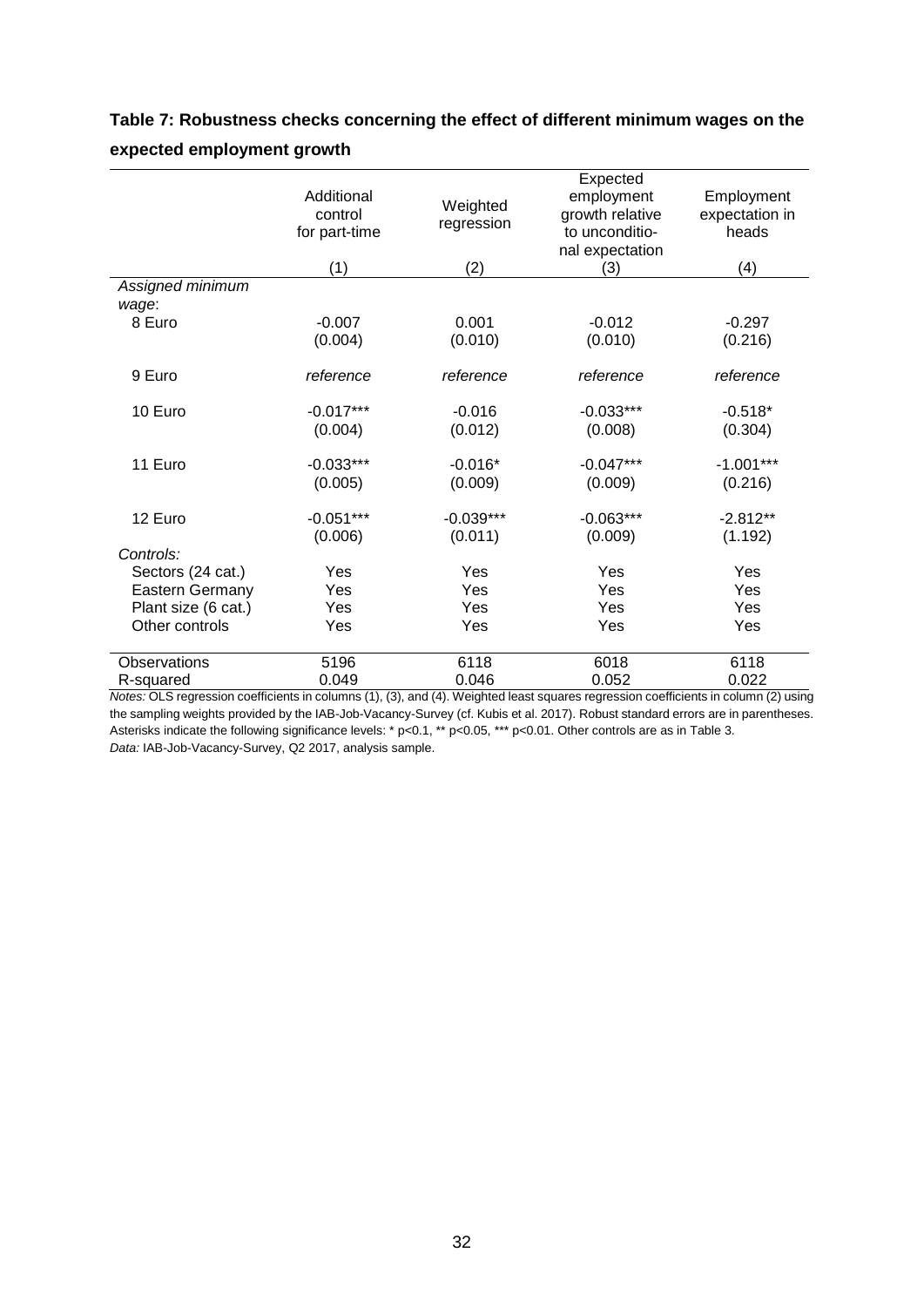**Table 7: Robustness checks concerning the effect of different minimum wages on the expected employment growth**

| | Additional control for part-time | Weighted regression | Expected employment growth relative to unconditional expectation | Employment expectation in heads |
|---|---|---|---|---|
| | (1) | (2) | (3) | (4) |
| *Assigned minimum wage*: | | | | |
| 8 Euro | -0.007 | 0.001 | -0.012 | -0.297 |
| | (0.004) | (0.010) | (0.010) | (0.216) |
| 9 Euro | *reference* | *reference* | *reference* | *reference* |
| 10 Euro | -0.017*** | -0.016 | -0.033*** | -0.518* |
| | (0.004) | (0.012) | (0.008) | (0.304) |
| 11 Euro | -0.033*** | -0.016* | -0.047*** | -1.001*** |
| | (0.005) | (0.009) | (0.009) | (0.216) |
| 12 Euro | -0.051*** | -0.039*** | -0.063*** | -2.812** |
| | (0.006) | (0.011) | (0.009) | (1.192) |
| *Controls:* | | | | |
| Sectors (24 cat.) | Yes | Yes | Yes | Yes |
| Eastern Germany | Yes | Yes | Yes | Yes |
| Plant size (6 cat.) | Yes | Yes | Yes | Yes |
| Other controls | Yes | Yes | Yes | Yes |
| Observations | 5196 | 6118 | 6018 | 6118 |
| R-squared | 0.049 | 0.046 | 0.052 | 0.022 |

*Notes:* OLS regression coefficients in columns (1), (3), and (4). Weighted least squares regression coefficients in column (2) using the sampling weights provided by the IAB-Job-Vacancy-Survey (cf. Kubis et al. 2017). Robust standard errors are in parentheses. Asterisks indicate the following significance levels: * p<0.1, ** p<0.05, *** p<0.01. Other controls are as in Table 3.
*Data:* IAB-Job-Vacancy-Survey, Q2 2017, analysis sample.